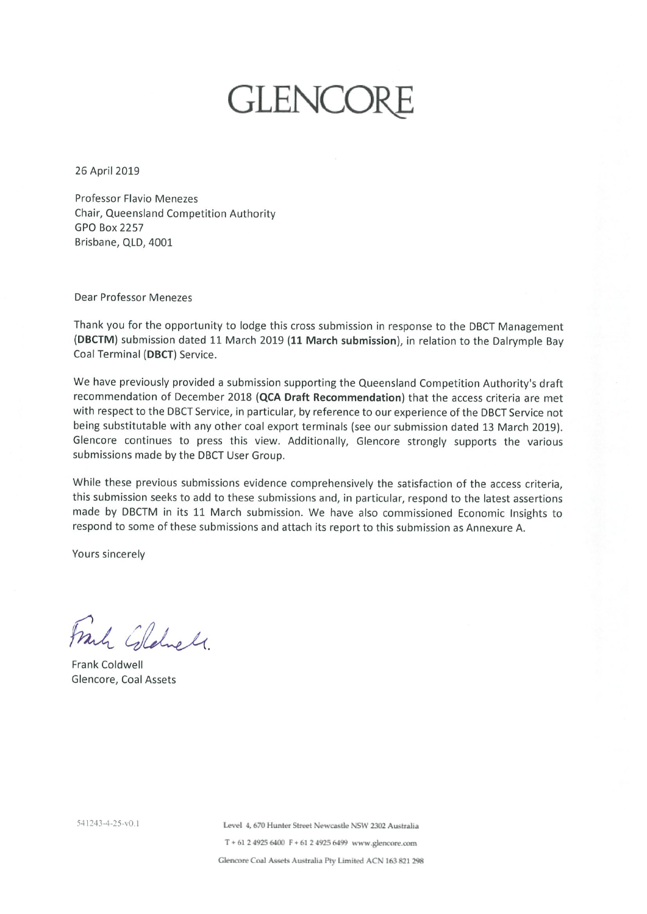# GLENCORE

26 April 2019

Professor Flavio Menezes
Chair, Queensland Competition Authority
GPO Box 2257
Brisbane, QLD, 4001

Dear Professor Menezes

Thank you for the opportunity to lodge this cross submission in response to the DBCT Management (**DBCTM**) submission dated 11 March 2019 (**11 March submission**), in relation to the Dalrymple Bay Coal Terminal (**DBCT**) Service.

We have previously provided a submission supporting the Queensland Competition Authority's draft recommendation of December 2018 (**QCA Draft Recommendation**) that the access criteria are met with respect to the DBCT Service, in particular, by reference to our experience of the DBCT Service not being substitutable with any other coal export terminals (see our submission dated 13 March 2019). Glencore continues to press this view. Additionally, Glencore strongly supports the various submissions made by the DBCT User Group.

While these previous submissions evidence comprehensively the satisfaction of the access criteria, this submission seeks to add to these submissions and, in particular, respond to the latest assertions made by DBCTM in its 11 March submission. We have also commissioned Economic Insights to respond to some of these submissions and attach its report to this submission as Annexure A.

Yours sincerely

Frank Coldwell
Glencore, Coal Assets

541243-4-25-v0.1

Level 4, 670 Hunter Street Newcastle NSW 2302 Australia
T + 61 2 4925 6400 F + 61 2 4925 6499 www.glencore.com
Glencore Coal Assets Australia Pty Limited ACN 163 821 298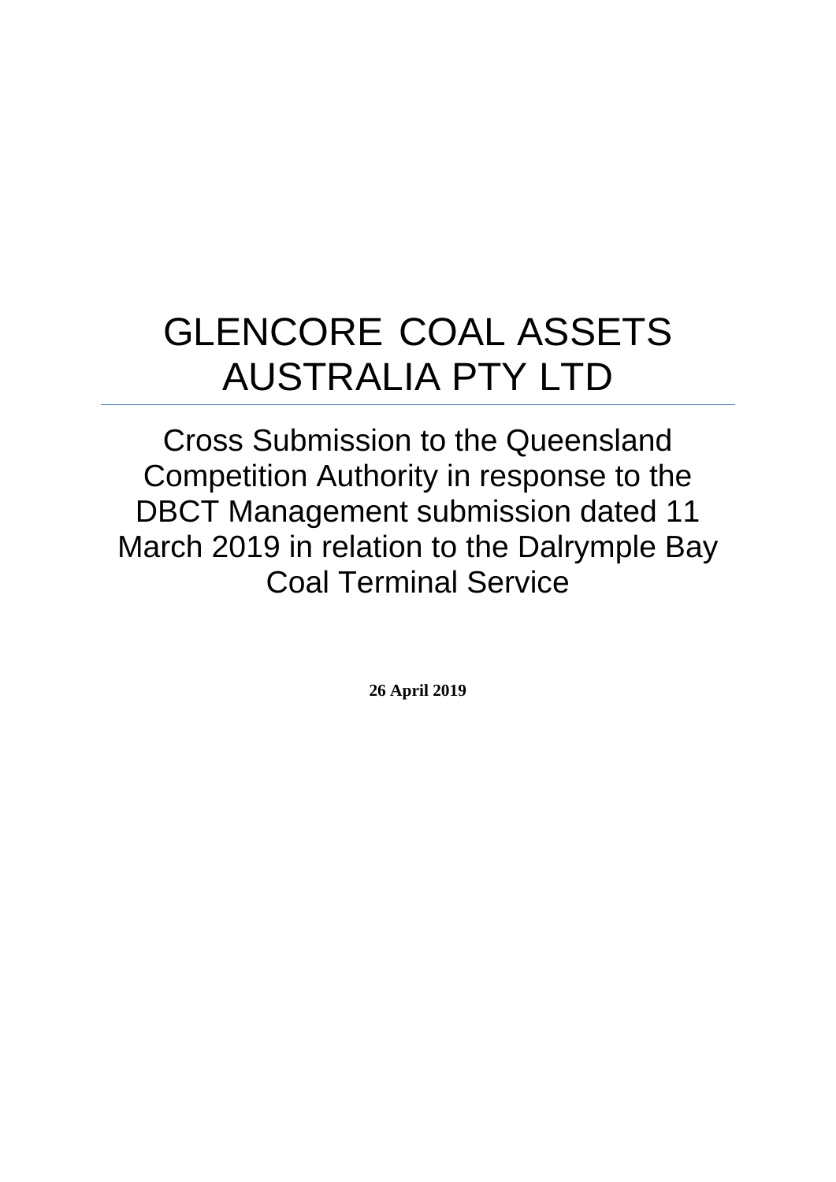# GLENCORE COAL ASSETS AUSTRALIA PTY LTD

## Cross Submission to the Queensland Competition Authority in response to the DBCT Management submission dated 11 March 2019 in relation to the Dalrymple Bay Coal Terminal Service

**26 April 2019**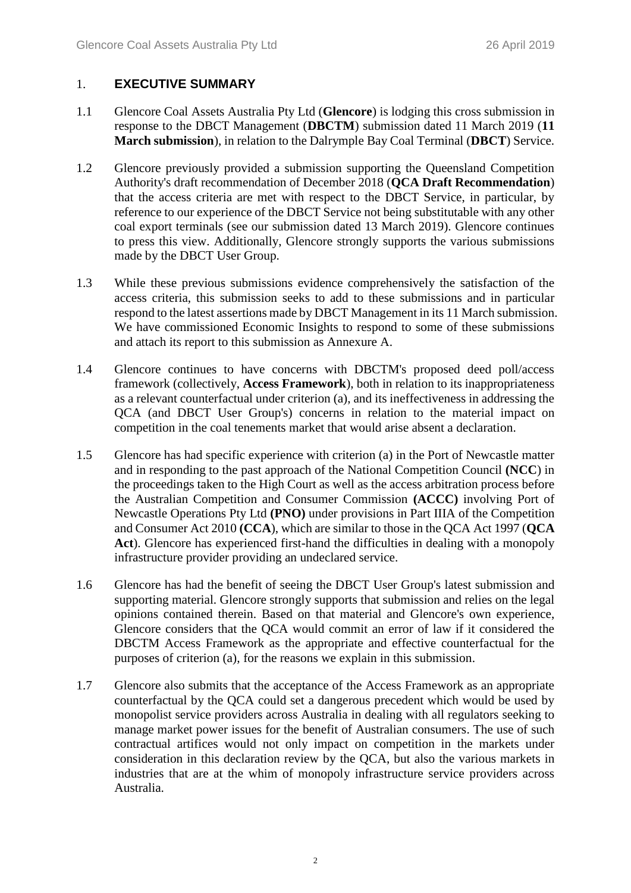## 1. EXECUTIVE SUMMARY

1.1 Glencore Coal Assets Australia Pty Ltd (**Glencore**) is lodging this cross submission in response to the DBCT Management (**DBCTM**) submission dated 11 March 2019 (**11 March submission**), in relation to the Dalrymple Bay Coal Terminal (**DBCT**) Service.

1.2 Glencore previously provided a submission supporting the Queensland Competition Authority's draft recommendation of December 2018 (**QCA Draft Recommendation**) that the access criteria are met with respect to the DBCT Service, in particular, by reference to our experience of the DBCT Service not being substitutable with any other coal export terminals (see our submission dated 13 March 2019). Glencore continues to press this view. Additionally, Glencore strongly supports the various submissions made by the DBCT User Group.

1.3 While these previous submissions evidence comprehensively the satisfaction of the access criteria, this submission seeks to add to these submissions and in particular respond to the latest assertions made by DBCT Management in its 11 March submission. We have commissioned Economic Insights to respond to some of these submissions and attach its report to this submission as Annexure A.

1.4 Glencore continues to have concerns with DBCTM's proposed deed poll/access framework (collectively, **Access Framework**), both in relation to its inappropriateness as a relevant counterfactual under criterion (a), and its ineffectiveness in addressing the QCA (and DBCT User Group's) concerns in relation to the material impact on competition in the coal tenements market that would arise absent a declaration.

1.5 Glencore has had specific experience with criterion (a) in the Port of Newcastle matter and in responding to the past approach of the National Competition Council **(NCC**) in the proceedings taken to the High Court as well as the access arbitration process before the Australian Competition and Consumer Commission **(ACCC)** involving Port of Newcastle Operations Pty Ltd **(PNO)** under provisions in Part IIIA of the Competition and Consumer Act 2010 **(CCA**), which are similar to those in the QCA Act 1997 (**QCA Act**). Glencore has experienced first-hand the difficulties in dealing with a monopoly infrastructure provider providing an undeclared service.

1.6 Glencore has had the benefit of seeing the DBCT User Group's latest submission and supporting material. Glencore strongly supports that submission and relies on the legal opinions contained therein. Based on that material and Glencore's own experience, Glencore considers that the QCA would commit an error of law if it considered the DBCTM Access Framework as the appropriate and effective counterfactual for the purposes of criterion (a), for the reasons we explain in this submission.

1.7 Glencore also submits that the acceptance of the Access Framework as an appropriate counterfactual by the QCA could set a dangerous precedent which would be used by monopolist service providers across Australia in dealing with all regulators seeking to manage market power issues for the benefit of Australian consumers. The use of such contractual artifices would not only impact on competition in the markets under consideration in this declaration review by the QCA, but also the various markets in industries that are at the whim of monopoly infrastructure service providers across Australia.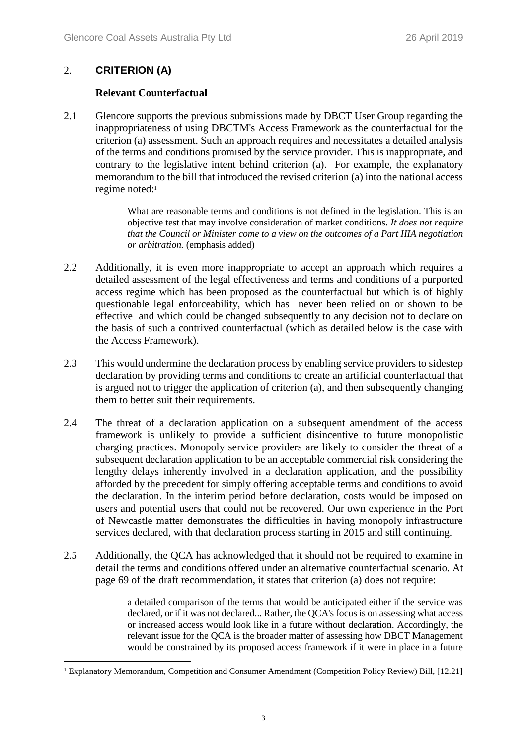## 2. CRITERION (A)

### Relevant Counterfactual

2.1 Glencore supports the previous submissions made by DBCT User Group regarding the inappropriateness of using DBCTM's Access Framework as the counterfactual for the criterion (a) assessment. Such an approach requires and necessitates a detailed analysis of the terms and conditions promised by the service provider. This is inappropriate, and contrary to the legislative intent behind criterion (a). For example, the explanatory memorandum to the bill that introduced the revised criterion (a) into the national access regime noted:[1]

> What are reasonable terms and conditions is not defined in the legislation. This is an objective test that may involve consideration of market conditions. *It does not require that the Council or Minister come to a view on the outcomes of a Part IIIA negotiation or arbitration.* (emphasis added)

2.2 Additionally, it is even more inappropriate to accept an approach which requires a detailed assessment of the legal effectiveness and terms and conditions of a purported access regime which has been proposed as the counterfactual but which is of highly questionable legal enforceability, which has never been relied on or shown to be effective and which could be changed subsequently to any decision not to declare on the basis of such a contrived counterfactual (which as detailed below is the case with the Access Framework).

2.3 This would undermine the declaration process by enabling service providers to sidestep declaration by providing terms and conditions to create an artificial counterfactual that is argued not to trigger the application of criterion (a), and then subsequently changing them to better suit their requirements.

2.4 The threat of a declaration application on a subsequent amendment of the access framework is unlikely to provide a sufficient disincentive to future monopolistic charging practices. Monopoly service providers are likely to consider the threat of a subsequent declaration application to be an acceptable commercial risk considering the lengthy delays inherently involved in a declaration application, and the possibility afforded by the precedent for simply offering acceptable terms and conditions to avoid the declaration. In the interim period before declaration, costs would be imposed on users and potential users that could not be recovered. Our own experience in the Port of Newcastle matter demonstrates the difficulties in having monopoly infrastructure services declared, with that declaration process starting in 2015 and still continuing.

2.5 Additionally, the QCA has acknowledged that it should not be required to examine in detail the terms and conditions offered under an alternative counterfactual scenario. At page 69 of the draft recommendation, it states that criterion (a) does not require:

> a detailed comparison of the terms that would be anticipated either if the service was declared, or if it was not declared... Rather, the QCA's focus is on assessing what access or increased access would look like in a future without declaration. Accordingly, the relevant issue for the QCA is the broader matter of assessing how DBCT Management would be constrained by its proposed access framework if it were in place in a future

[1] Explanatory Memorandum, Competition and Consumer Amendment (Competition Policy Review) Bill, [12.21]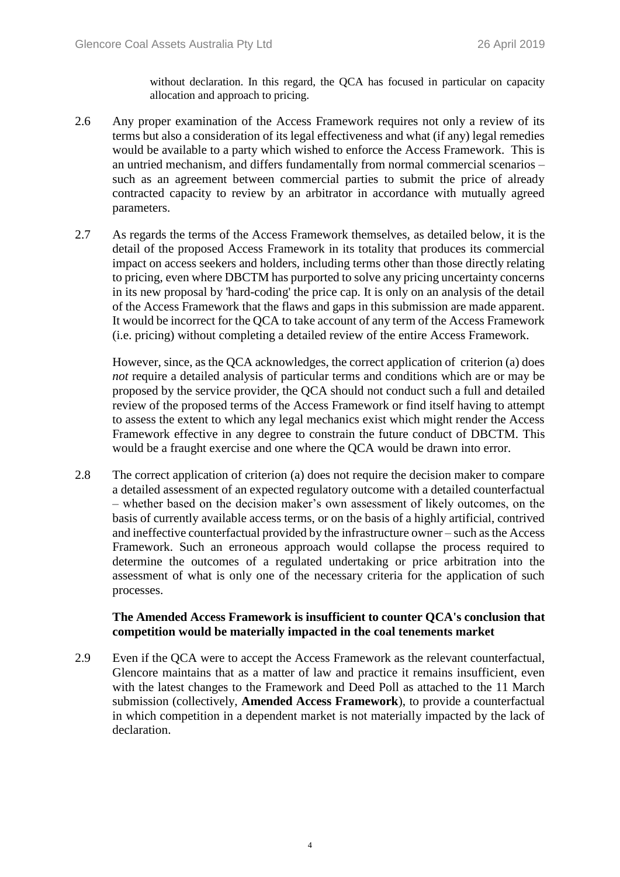without declaration. In this regard, the QCA has focused in particular on capacity allocation and approach to pricing.

2.6 Any proper examination of the Access Framework requires not only a review of its terms but also a consideration of its legal effectiveness and what (if any) legal remedies would be available to a party which wished to enforce the Access Framework. This is an untried mechanism, and differs fundamentally from normal commercial scenarios – such as an agreement between commercial parties to submit the price of already contracted capacity to review by an arbitrator in accordance with mutually agreed parameters.

2.7 As regards the terms of the Access Framework themselves, as detailed below, it is the detail of the proposed Access Framework in its totality that produces its commercial impact on access seekers and holders, including terms other than those directly relating to pricing, even where DBCTM has purported to solve any pricing uncertainty concerns in its new proposal by 'hard-coding' the price cap. It is only on an analysis of the detail of the Access Framework that the flaws and gaps in this submission are made apparent. It would be incorrect for the QCA to take account of any term of the Access Framework (i.e. pricing) without completing a detailed review of the entire Access Framework.

However, since, as the QCA acknowledges, the correct application of criterion (a) does *not* require a detailed analysis of particular terms and conditions which are or may be proposed by the service provider, the QCA should not conduct such a full and detailed review of the proposed terms of the Access Framework or find itself having to attempt to assess the extent to which any legal mechanics exist which might render the Access Framework effective in any degree to constrain the future conduct of DBCTM. This would be a fraught exercise and one where the QCA would be drawn into error.

2.8 The correct application of criterion (a) does not require the decision maker to compare a detailed assessment of an expected regulatory outcome with a detailed counterfactual – whether based on the decision maker's own assessment of likely outcomes, on the basis of currently available access terms, or on the basis of a highly artificial, contrived and ineffective counterfactual provided by the infrastructure owner – such as the Access Framework. Such an erroneous approach would collapse the process required to determine the outcomes of a regulated undertaking or price arbitration into the assessment of what is only one of the necessary criteria for the application of such processes.

**The Amended Access Framework is insufficient to counter QCA's conclusion that competition would be materially impacted in the coal tenements market**

2.9 Even if the QCA were to accept the Access Framework as the relevant counterfactual, Glencore maintains that as a matter of law and practice it remains insufficient, even with the latest changes to the Framework and Deed Poll as attached to the 11 March submission (collectively, **Amended Access Framework**), to provide a counterfactual in which competition in a dependent market is not materially impacted by the lack of declaration.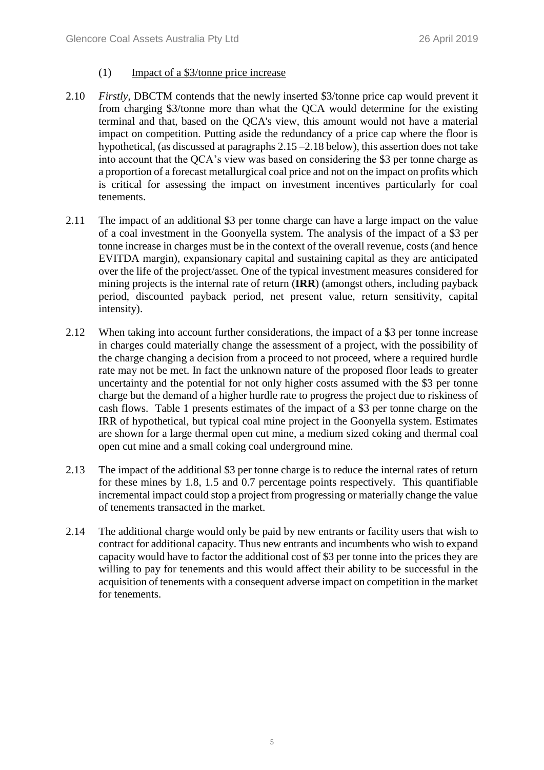### (1) Impact of a \$3/tonne price increase

2.10 *Firstly*, DBCTM contends that the newly inserted \$3/tonne price cap would prevent it from charging \$3/tonne more than what the QCA would determine for the existing terminal and that, based on the QCA's view, this amount would not have a material impact on competition. Putting aside the redundancy of a price cap where the floor is hypothetical, (as discussed at paragraphs 2.15 –2.18 below), this assertion does not take into account that the QCA's view was based on considering the \$3 per tonne charge as a proportion of a forecast metallurgical coal price and not on the impact on profits which is critical for assessing the impact on investment incentives particularly for coal tenements.

2.11 The impact of an additional \$3 per tonne charge can have a large impact on the value of a coal investment in the Goonyella system. The analysis of the impact of a \$3 per tonne increase in charges must be in the context of the overall revenue, costs (and hence EVITDA margin), expansionary capital and sustaining capital as they are anticipated over the life of the project/asset. One of the typical investment measures considered for mining projects is the internal rate of return (**IRR**) (amongst others, including payback period, discounted payback period, net present value, return sensitivity, capital intensity).

2.12 When taking into account further considerations, the impact of a \$3 per tonne increase in charges could materially change the assessment of a project, with the possibility of the charge changing a decision from a proceed to not proceed, where a required hurdle rate may not be met. In fact the unknown nature of the proposed floor leads to greater uncertainty and the potential for not only higher costs assumed with the \$3 per tonne charge but the demand of a higher hurdle rate to progress the project due to riskiness of cash flows. Table 1 presents estimates of the impact of a \$3 per tonne charge on the IRR of hypothetical, but typical coal mine project in the Goonyella system. Estimates are shown for a large thermal open cut mine, a medium sized coking and thermal coal open cut mine and a small coking coal underground mine.

2.13 The impact of the additional \$3 per tonne charge is to reduce the internal rates of return for these mines by 1.8, 1.5 and 0.7 percentage points respectively. This quantifiable incremental impact could stop a project from progressing or materially change the value of tenements transacted in the market.

2.14 The additional charge would only be paid by new entrants or facility users that wish to contract for additional capacity. Thus new entrants and incumbents who wish to expand capacity would have to factor the additional cost of \$3 per tonne into the prices they are willing to pay for tenements and this would affect their ability to be successful in the acquisition of tenements with a consequent adverse impact on competition in the market for tenements.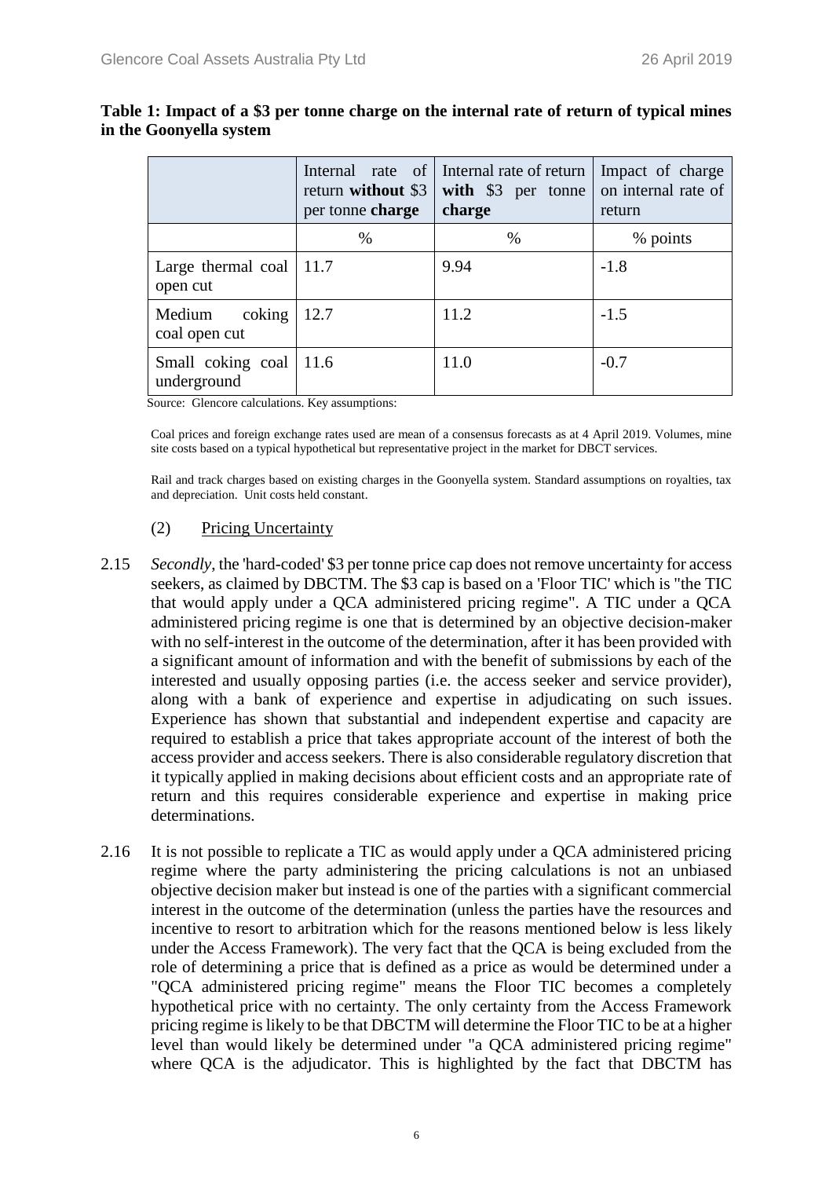**Table 1: Impact of a $3 per tonne charge on the internal rate of return of typical mines in the Goonyella system**

| | Internal rate of return **without** $3 per tonne **charge** | Internal rate of return **with** $3 per tonne **charge** | Impact of charge on internal rate of return |
|---|---|---|---|
| | % | % | % points |
| Large thermal coal open cut | 11.7 | 9.94 | -1.8 |
| Medium coking coal open cut | 12.7 | 11.2 | -1.5 |
| Small coking coal underground | 11.6 | 11.0 | -0.7 |

Source: Glencore calculations. Key assumptions:

Coal prices and foreign exchange rates used are mean of a consensus forecasts as at 4 April 2019. Volumes, mine site costs based on a typical hypothetical but representative project in the market for DBCT services.

Rail and track charges based on existing charges in the Goonyella system. Standard assumptions on royalties, tax and depreciation. Unit costs held constant.

(2) Pricing Uncertainty

2.15 *Secondly*, the 'hard-coded' $3 per tonne price cap does not remove uncertainty for access seekers, as claimed by DBCTM. The $3 cap is based on a 'Floor TIC' which is "the TIC that would apply under a QCA administered pricing regime". A TIC under a QCA administered pricing regime is one that is determined by an objective decision-maker with no self-interest in the outcome of the determination, after it has been provided with a significant amount of information and with the benefit of submissions by each of the interested and usually opposing parties (i.e. the access seeker and service provider), along with a bank of experience and expertise in adjudicating on such issues. Experience has shown that substantial and independent expertise and capacity are required to establish a price that takes appropriate account of the interest of both the access provider and access seekers. There is also considerable regulatory discretion that it typically applied in making decisions about efficient costs and an appropriate rate of return and this requires considerable experience and expertise in making price determinations.

2.16 It is not possible to replicate a TIC as would apply under a QCA administered pricing regime where the party administering the pricing calculations is not an unbiased objective decision maker but instead is one of the parties with a significant commercial interest in the outcome of the determination (unless the parties have the resources and incentive to resort to arbitration which for the reasons mentioned below is less likely under the Access Framework). The very fact that the QCA is being excluded from the role of determining a price that is defined as a price as would be determined under a "QCA administered pricing regime" means the Floor TIC becomes a completely hypothetical price with no certainty. The only certainty from the Access Framework pricing regime is likely to be that DBCTM will determine the Floor TIC to be at a higher level than would likely be determined under "a QCA administered pricing regime" where QCA is the adjudicator. This is highlighted by the fact that DBCTM has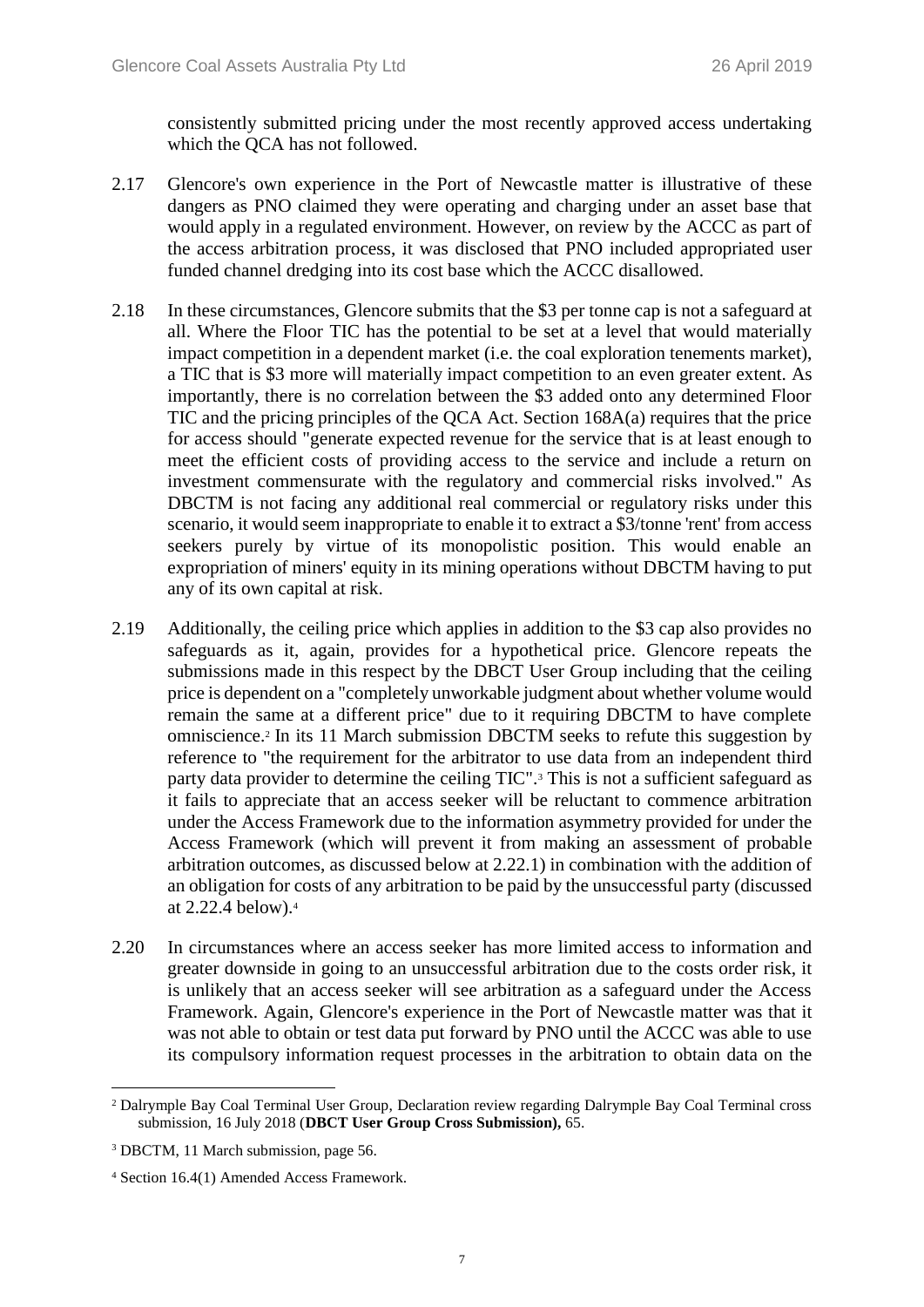consistently submitted pricing under the most recently approved access undertaking which the QCA has not followed.

2.17 Glencore's own experience in the Port of Newcastle matter is illustrative of these dangers as PNO claimed they were operating and charging under an asset base that would apply in a regulated environment. However, on review by the ACCC as part of the access arbitration process, it was disclosed that PNO included appropriated user funded channel dredging into its cost base which the ACCC disallowed.

2.18 In these circumstances, Glencore submits that the $3 per tonne cap is not a safeguard at all. Where the Floor TIC has the potential to be set at a level that would materially impact competition in a dependent market (i.e. the coal exploration tenements market), a TIC that is $3 more will materially impact competition to an even greater extent. As importantly, there is no correlation between the $3 added onto any determined Floor TIC and the pricing principles of the QCA Act. Section 168A(a) requires that the price for access should "generate expected revenue for the service that is at least enough to meet the efficient costs of providing access to the service and include a return on investment commensurate with the regulatory and commercial risks involved." As DBCTM is not facing any additional real commercial or regulatory risks under this scenario, it would seem inappropriate to enable it to extract a $3/tonne 'rent' from access seekers purely by virtue of its monopolistic position. This would enable an expropriation of miners' equity in its mining operations without DBCTM having to put any of its own capital at risk.

2.19 Additionally, the ceiling price which applies in addition to the $3 cap also provides no safeguards as it, again, provides for a hypothetical price. Glencore repeats the submissions made in this respect by the DBCT User Group including that the ceiling price is dependent on a "completely unworkable judgment about whether volume would remain the same at a different price" due to it requiring DBCTM to have complete omniscience.[2] In its 11 March submission DBCTM seeks to refute this suggestion by reference to "the requirement for the arbitrator to use data from an independent third party data provider to determine the ceiling TIC".[3] This is not a sufficient safeguard as it fails to appreciate that an access seeker will be reluctant to commence arbitration under the Access Framework due to the information asymmetry provided for under the Access Framework (which will prevent it from making an assessment of probable arbitration outcomes, as discussed below at 2.22.1) in combination with the addition of an obligation for costs of any arbitration to be paid by the unsuccessful party (discussed at 2.22.4 below).[4]

2.20 In circumstances where an access seeker has more limited access to information and greater downside in going to an unsuccessful arbitration due to the costs order risk, it is unlikely that an access seeker will see arbitration as a safeguard under the Access Framework. Again, Glencore's experience in the Port of Newcastle matter was that it was not able to obtain or test data put forward by PNO until the ACCC was able to use its compulsory information request processes in the arbitration to obtain data on the

---

[2] Dalrymple Bay Coal Terminal User Group, Declaration review regarding Dalrymple Bay Coal Terminal cross submission, 16 July 2018 (**DBCT User Group Cross Submission),** 65.

[3] DBCTM, 11 March submission, page 56.

[4] Section 16.4(1) Amended Access Framework.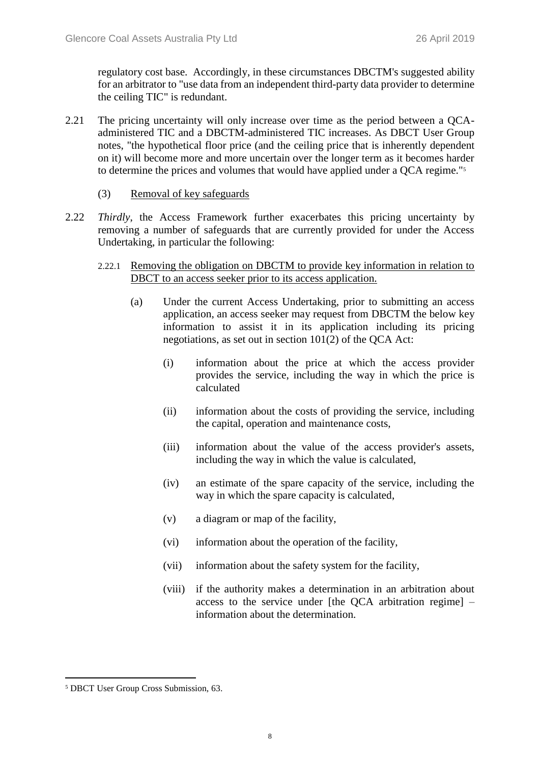regulatory cost base. Accordingly, in these circumstances DBCTM's suggested ability for an arbitrator to "use data from an independent third-party data provider to determine the ceiling TIC" is redundant.

2.21 The pricing uncertainty will only increase over time as the period between a QCA-administered TIC and a DBCTM-administered TIC increases. As DBCT User Group notes, "the hypothetical floor price (and the ceiling price that is inherently dependent on it) will become more and more uncertain over the longer term as it becomes harder to determine the prices and volumes that would have applied under a QCA regime."[5]

(3) Removal of key safeguards

2.22 *Thirdly*, the Access Framework further exacerbates this pricing uncertainty by removing a number of safeguards that are currently provided for under the Access Undertaking, in particular the following:

2.22.1 Removing the obligation on DBCTM to provide key information in relation to DBCT to an access seeker prior to its access application.

(a) Under the current Access Undertaking, prior to submitting an access application, an access seeker may request from DBCTM the below key information to assist it in its application including its pricing negotiations, as set out in section 101(2) of the QCA Act:

(i) information about the price at which the access provider provides the service, including the way in which the price is calculated

(ii) information about the costs of providing the service, including the capital, operation and maintenance costs,

(iii) information about the value of the access provider's assets, including the way in which the value is calculated,

(iv) an estimate of the spare capacity of the service, including the way in which the spare capacity is calculated,

(v) a diagram or map of the facility,

(vi) information about the operation of the facility,

(vii) information about the safety system for the facility,

(viii) if the authority makes a determination in an arbitration about access to the service under [the QCA arbitration regime] – information about the determination.

[5] DBCT User Group Cross Submission, 63.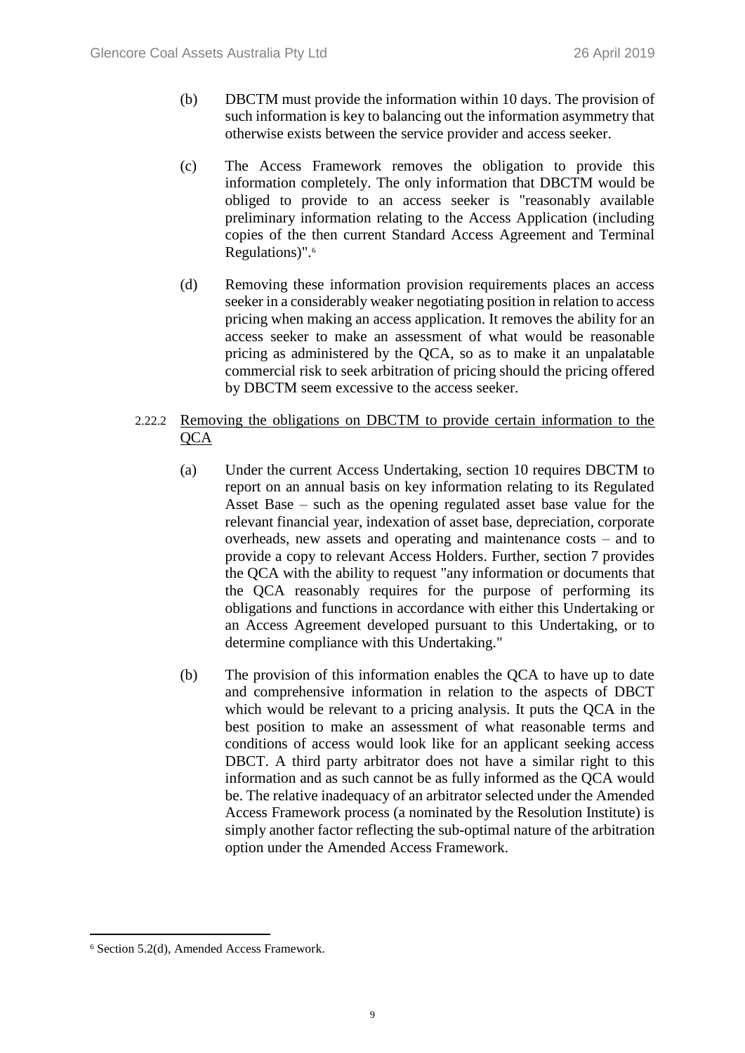(b) DBCTM must provide the information within 10 days. The provision of such information is key to balancing out the information asymmetry that otherwise exists between the service provider and access seeker.

(c) The Access Framework removes the obligation to provide this information completely. The only information that DBCTM would be obliged to provide to an access seeker is "reasonably available preliminary information relating to the Access Application (including copies of the then current Standard Access Agreement and Terminal Regulations)".[6]

(d) Removing these information provision requirements places an access seeker in a considerably weaker negotiating position in relation to access pricing when making an access application. It removes the ability for an access seeker to make an assessment of what would be reasonable pricing as administered by the QCA, so as to make it an unpalatable commercial risk to seek arbitration of pricing should the pricing offered by DBCTM seem excessive to the access seeker.

2.22.2 <u>Removing the obligations on DBCTM to provide certain information to the QCA</u>

(a) Under the current Access Undertaking, section 10 requires DBCTM to report on an annual basis on key information relating to its Regulated Asset Base – such as the opening regulated asset base value for the relevant financial year, indexation of asset base, depreciation, corporate overheads, new assets and operating and maintenance costs – and to provide a copy to relevant Access Holders. Further, section 7 provides the QCA with the ability to request "any information or documents that the QCA reasonably requires for the purpose of performing its obligations and functions in accordance with either this Undertaking or an Access Agreement developed pursuant to this Undertaking, or to determine compliance with this Undertaking."

(b) The provision of this information enables the QCA to have up to date and comprehensive information in relation to the aspects of DBCT which would be relevant to a pricing analysis. It puts the QCA in the best position to make an assessment of what reasonable terms and conditions of access would look like for an applicant seeking access DBCT. A third party arbitrator does not have a similar right to this information and as such cannot be as fully informed as the QCA would be. The relative inadequacy of an arbitrator selected under the Amended Access Framework process (a nominated by the Resolution Institute) is simply another factor reflecting the sub-optimal nature of the arbitration option under the Amended Access Framework.

---

[6] Section 5.2(d), Amended Access Framework.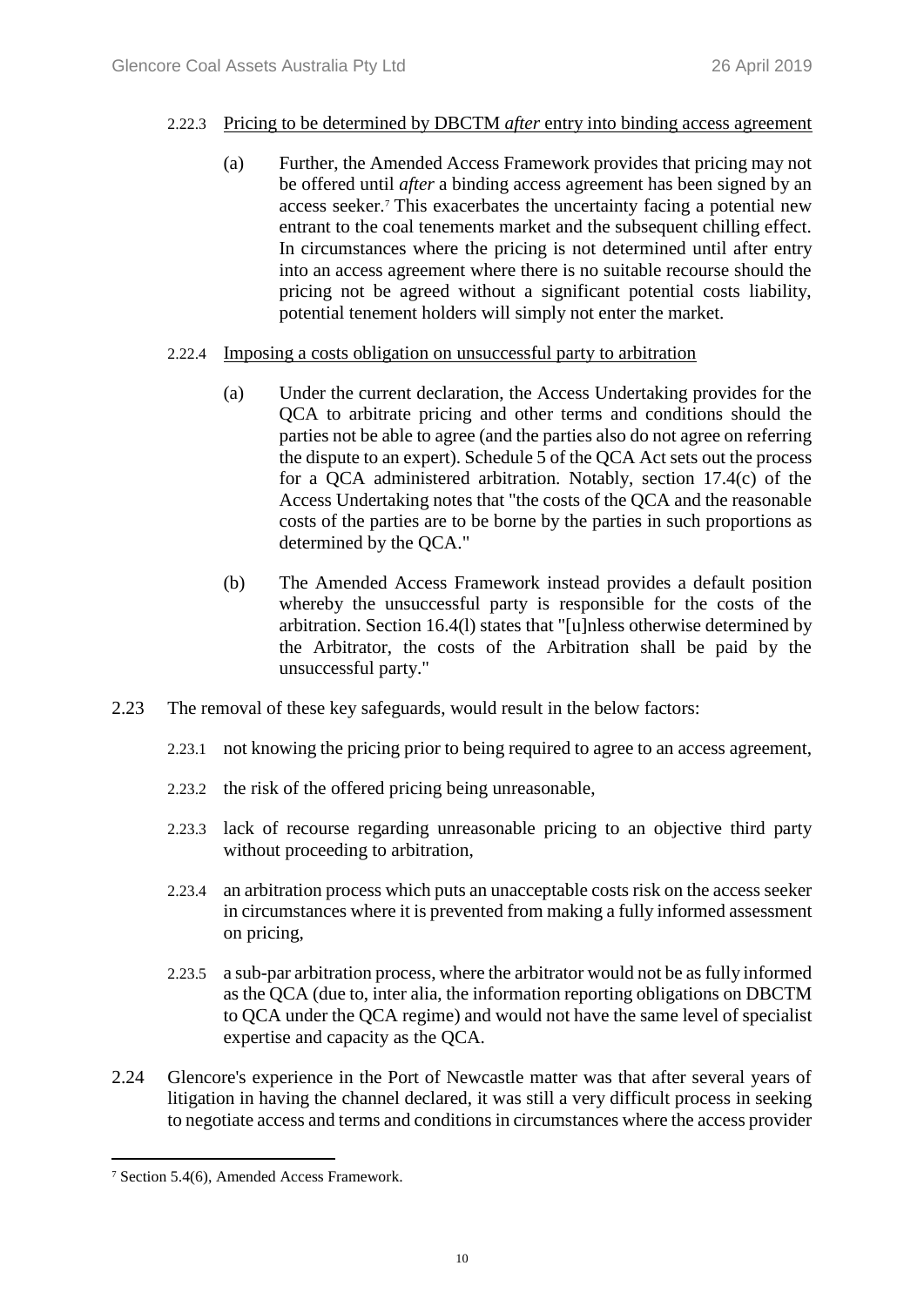2.22.3 Pricing to be determined by DBCTM *after* entry into binding access agreement

(a) Further, the Amended Access Framework provides that pricing may not be offered until *after* a binding access agreement has been signed by an access seeker.[7] This exacerbates the uncertainty facing a potential new entrant to the coal tenements market and the subsequent chilling effect. In circumstances where the pricing is not determined until after entry into an access agreement where there is no suitable recourse should the pricing not be agreed without a significant potential costs liability, potential tenement holders will simply not enter the market.

2.22.4 Imposing a costs obligation on unsuccessful party to arbitration

(a) Under the current declaration, the Access Undertaking provides for the QCA to arbitrate pricing and other terms and conditions should the parties not be able to agree (and the parties also do not agree on referring the dispute to an expert). Schedule 5 of the QCA Act sets out the process for a QCA administered arbitration. Notably, section 17.4(c) of the Access Undertaking notes that "the costs of the QCA and the reasonable costs of the parties are to be borne by the parties in such proportions as determined by the QCA."

(b) The Amended Access Framework instead provides a default position whereby the unsuccessful party is responsible for the costs of the arbitration. Section 16.4(l) states that "[u]nless otherwise determined by the Arbitrator, the costs of the Arbitration shall be paid by the unsuccessful party."

2.23 The removal of these key safeguards, would result in the below factors:

2.23.1 not knowing the pricing prior to being required to agree to an access agreement,

2.23.2 the risk of the offered pricing being unreasonable,

2.23.3 lack of recourse regarding unreasonable pricing to an objective third party without proceeding to arbitration,

2.23.4 an arbitration process which puts an unacceptable costs risk on the access seeker in circumstances where it is prevented from making a fully informed assessment on pricing,

2.23.5 a sub-par arbitration process, where the arbitrator would not be as fully informed as the QCA (due to, inter alia, the information reporting obligations on DBCTM to QCA under the QCA regime) and would not have the same level of specialist expertise and capacity as the QCA.

2.24 Glencore's experience in the Port of Newcastle matter was that after several years of litigation in having the channel declared, it was still a very difficult process in seeking to negotiate access and terms and conditions in circumstances where the access provider

[7] Section 5.4(6), Amended Access Framework.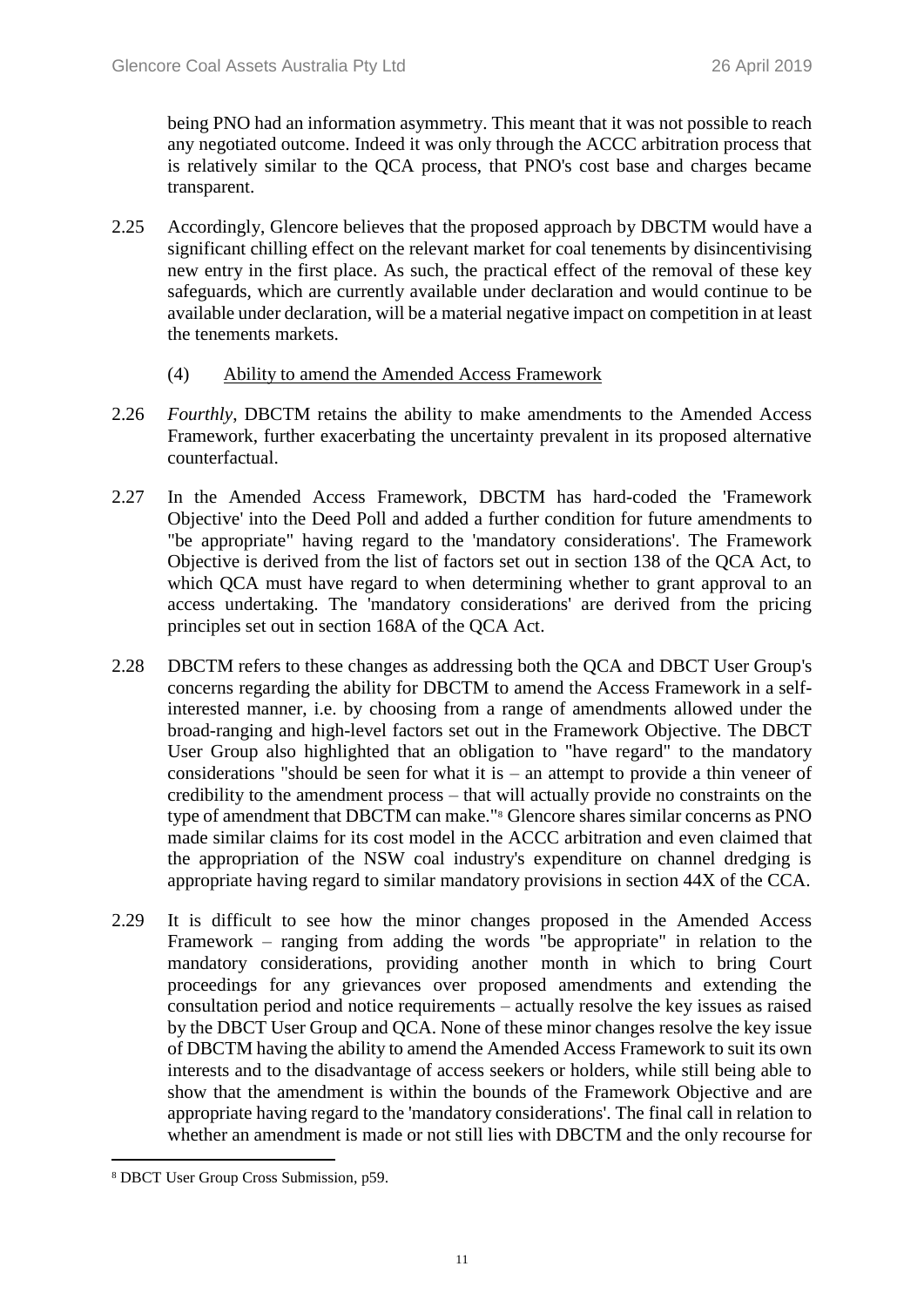being PNO had an information asymmetry. This meant that it was not possible to reach any negotiated outcome. Indeed it was only through the ACCC arbitration process that is relatively similar to the QCA process, that PNO's cost base and charges became transparent.

2.25 Accordingly, Glencore believes that the proposed approach by DBCTM would have a significant chilling effect on the relevant market for coal tenements by disincentivising new entry in the first place. As such, the practical effect of the removal of these key safeguards, which are currently available under declaration and would continue to be available under declaration, will be a material negative impact on competition in at least the tenements markets.

(4) Ability to amend the Amended Access Framework

2.26 *Fourthly*, DBCTM retains the ability to make amendments to the Amended Access Framework, further exacerbating the uncertainty prevalent in its proposed alternative counterfactual.

2.27 In the Amended Access Framework, DBCTM has hard-coded the 'Framework Objective' into the Deed Poll and added a further condition for future amendments to "be appropriate" having regard to the 'mandatory considerations'. The Framework Objective is derived from the list of factors set out in section 138 of the QCA Act, to which QCA must have regard to when determining whether to grant approval to an access undertaking. The 'mandatory considerations' are derived from the pricing principles set out in section 168A of the QCA Act.

2.28 DBCTM refers to these changes as addressing both the QCA and DBCT User Group's concerns regarding the ability for DBCTM to amend the Access Framework in a self-interested manner, i.e. by choosing from a range of amendments allowed under the broad-ranging and high-level factors set out in the Framework Objective. The DBCT User Group also highlighted that an obligation to "have regard" to the mandatory considerations "should be seen for what it is – an attempt to provide a thin veneer of credibility to the amendment process – that will actually provide no constraints on the type of amendment that DBCTM can make."[8] Glencore shares similar concerns as PNO made similar claims for its cost model in the ACCC arbitration and even claimed that the appropriation of the NSW coal industry's expenditure on channel dredging is appropriate having regard to similar mandatory provisions in section 44X of the CCA.

2.29 It is difficult to see how the minor changes proposed in the Amended Access Framework – ranging from adding the words "be appropriate" in relation to the mandatory considerations, providing another month in which to bring Court proceedings for any grievances over proposed amendments and extending the consultation period and notice requirements – actually resolve the key issues as raised by the DBCT User Group and QCA. None of these minor changes resolve the key issue of DBCTM having the ability to amend the Amended Access Framework to suit its own interests and to the disadvantage of access seekers or holders, while still being able to show that the amendment is within the bounds of the Framework Objective and are appropriate having regard to the 'mandatory considerations'. The final call in relation to whether an amendment is made or not still lies with DBCTM and the only recourse for

[8] DBCT User Group Cross Submission, p59.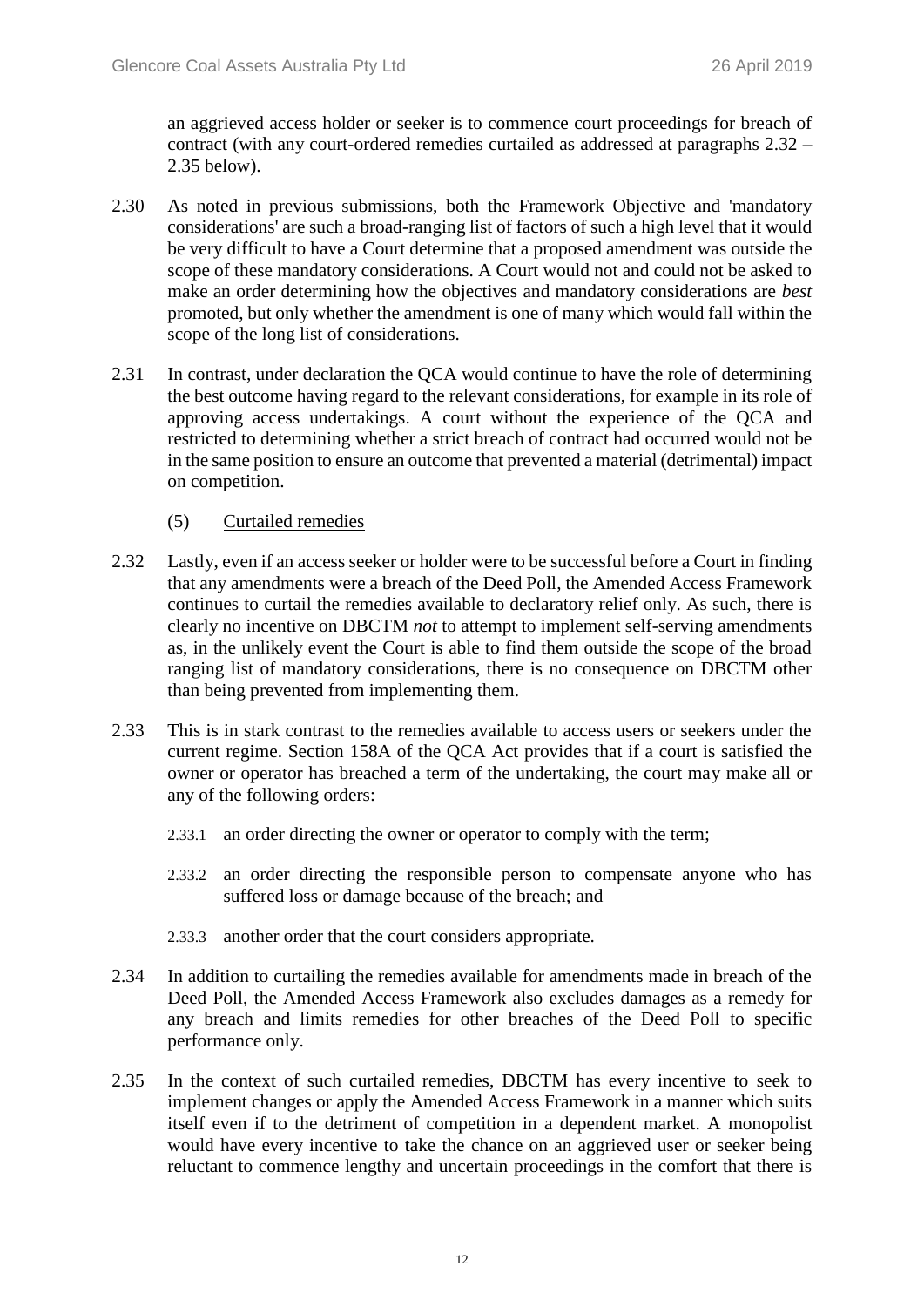an aggrieved access holder or seeker is to commence court proceedings for breach of contract (with any court-ordered remedies curtailed as addressed at paragraphs 2.32 – 2.35 below).

2.30 As noted in previous submissions, both the Framework Objective and 'mandatory considerations' are such a broad-ranging list of factors of such a high level that it would be very difficult to have a Court determine that a proposed amendment was outside the scope of these mandatory considerations. A Court would not and could not be asked to make an order determining how the objectives and mandatory considerations are *best* promoted, but only whether the amendment is one of many which would fall within the scope of the long list of considerations.

2.31 In contrast, under declaration the QCA would continue to have the role of determining the best outcome having regard to the relevant considerations, for example in its role of approving access undertakings. A court without the experience of the QCA and restricted to determining whether a strict breach of contract had occurred would not be in the same position to ensure an outcome that prevented a material (detrimental) impact on competition.

(5) Curtailed remedies

2.32 Lastly, even if an access seeker or holder were to be successful before a Court in finding that any amendments were a breach of the Deed Poll, the Amended Access Framework continues to curtail the remedies available to declaratory relief only. As such, there is clearly no incentive on DBCTM *not* to attempt to implement self-serving amendments as, in the unlikely event the Court is able to find them outside the scope of the broad ranging list of mandatory considerations, there is no consequence on DBCTM other than being prevented from implementing them.

2.33 This is in stark contrast to the remedies available to access users or seekers under the current regime. Section 158A of the QCA Act provides that if a court is satisfied the owner or operator has breached a term of the undertaking, the court may make all or any of the following orders:

2.33.1 an order directing the owner or operator to comply with the term;

2.33.2 an order directing the responsible person to compensate anyone who has suffered loss or damage because of the breach; and

2.33.3 another order that the court considers appropriate.

2.34 In addition to curtailing the remedies available for amendments made in breach of the Deed Poll, the Amended Access Framework also excludes damages as a remedy for any breach and limits remedies for other breaches of the Deed Poll to specific performance only.

2.35 In the context of such curtailed remedies, DBCTM has every incentive to seek to implement changes or apply the Amended Access Framework in a manner which suits itself even if to the detriment of competition in a dependent market. A monopolist would have every incentive to take the chance on an aggrieved user or seeker being reluctant to commence lengthy and uncertain proceedings in the comfort that there is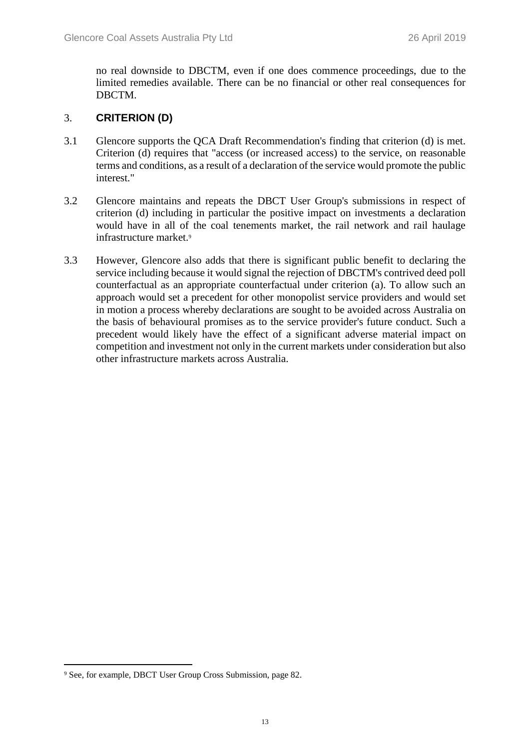no real downside to DBCTM, even if one does commence proceedings, due to the limited remedies available. There can be no financial or other real consequences for DBCTM.

## 3. CRITERION (D)

3.1 Glencore supports the QCA Draft Recommendation's finding that criterion (d) is met. Criterion (d) requires that "access (or increased access) to the service, on reasonable terms and conditions, as a result of a declaration of the service would promote the public interest."

3.2 Glencore maintains and repeats the DBCT User Group's submissions in respect of criterion (d) including in particular the positive impact on investments a declaration would have in all of the coal tenements market, the rail network and rail haulage infrastructure market.[9]

3.3 However, Glencore also adds that there is significant public benefit to declaring the service including because it would signal the rejection of DBCTM's contrived deed poll counterfactual as an appropriate counterfactual under criterion (a). To allow such an approach would set a precedent for other monopolist service providers and would set in motion a process whereby declarations are sought to be avoided across Australia on the basis of behavioural promises as to the service provider's future conduct. Such a precedent would likely have the effect of a significant adverse material impact on competition and investment not only in the current markets under consideration but also other infrastructure markets across Australia.

[9] See, for example, DBCT User Group Cross Submission, page 82.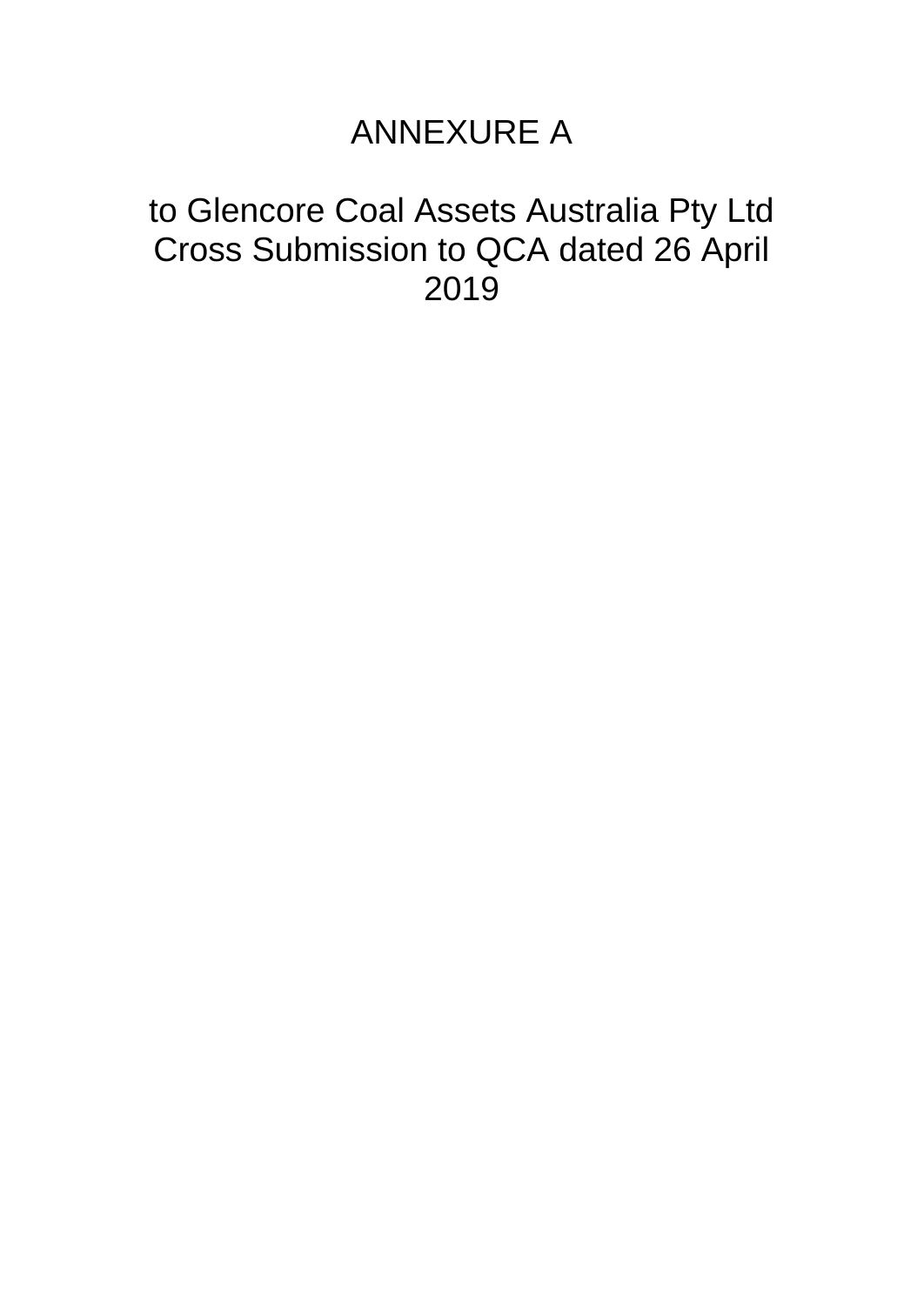# ANNEXURE A

to Glencore Coal Assets Australia Pty Ltd Cross Submission to QCA dated 26 April 2019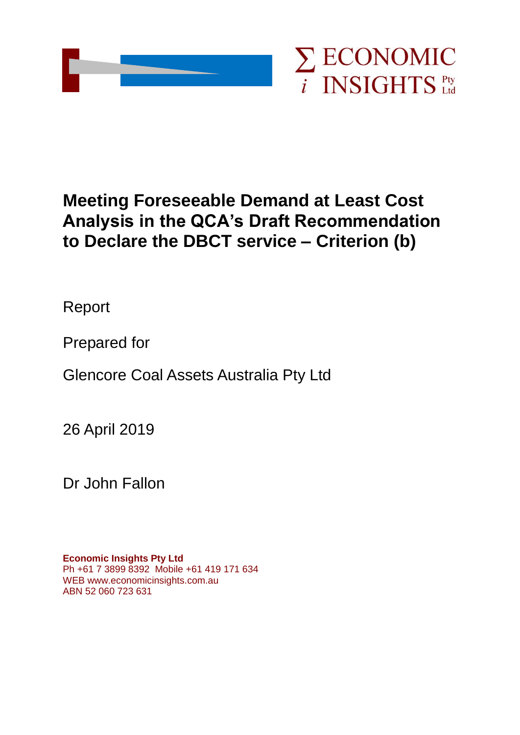# Meeting Foreseeable Demand at Least Cost Analysis in the QCA's Draft Recommendation to Declare the DBCT service – Criterion (b)

Report

Prepared for

Glencore Coal Assets Australia Pty Ltd

26 April 2019

Dr John Fallon

**Economic Insights Pty Ltd**
Ph +61 7 3899 8392 Mobile +61 419 171 634
WEB www.economicinsights.com.au
ABN 52 060 723 631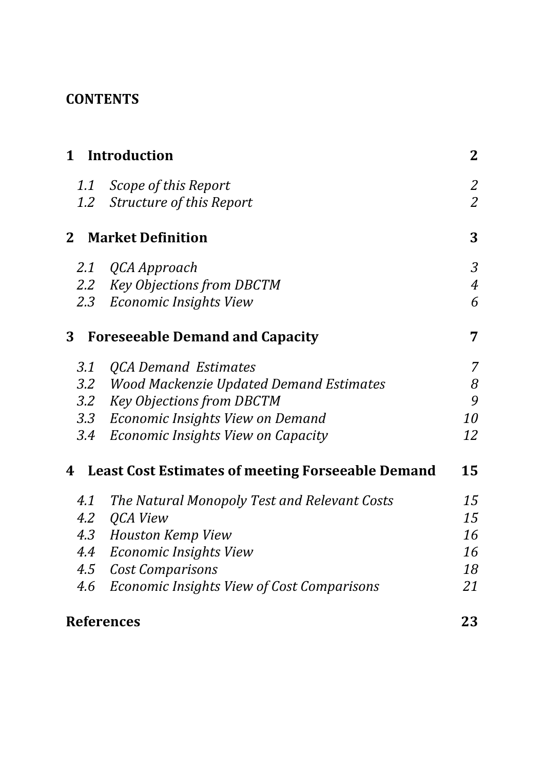**CONTENTS**

| | | |
|---|---|---|
| **1** | **Introduction** | **2** |
| *1.1* | *Scope of this Report* | *2* |
| *1.2* | *Structure of this Report* | *2* |
| **2** | **Market Definition** | **3** |
| *2.1* | *QCA Approach* | *3* |
| *2.2* | *Key Objections from DBCTM* | *4* |
| *2.3* | *Economic Insights View* | *6* |
| **3** | **Foreseeable Demand and Capacity** | **7** |
| *3.1* | *QCA Demand Estimates* | *7* |
| *3.2* | *Wood Mackenzie Updated Demand Estimates* | *8* |
| *3.2* | *Key Objections from DBCTM* | *9* |
| *3.3* | *Economic Insights View on Demand* | *10* |
| *3.4* | *Economic Insights View on Capacity* | *12* |
| **4** | **Least Cost Estimates of meeting Forseeable Demand** | **15** |
| *4.1* | *The Natural Monopoly Test and Relevant Costs* | *15* |
| *4.2* | *QCA View* | *15* |
| *4.3* | *Houston Kemp View* | *16* |
| *4.4* | *Economic Insights View* | *16* |
| *4.5* | *Cost Comparisons* | *18* |
| *4.6* | *Economic Insights View of Cost Comparisons* | *21* |
| **References** | | **23** |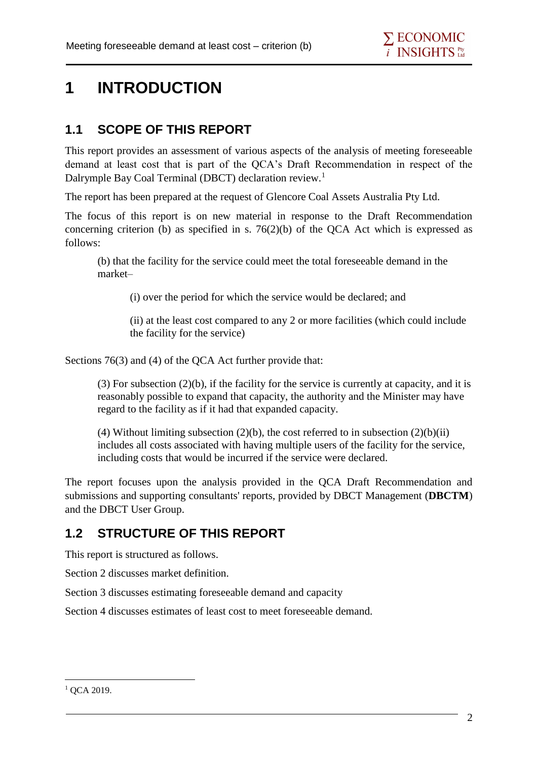# 1 INTRODUCTION

## 1.1 SCOPE OF THIS REPORT

This report provides an assessment of various aspects of the analysis of meeting foreseeable demand at least cost that is part of the QCA's Draft Recommendation in respect of the Dalrymple Bay Coal Terminal (DBCT) declaration review.[1]

The report has been prepared at the request of Glencore Coal Assets Australia Pty Ltd.

The focus of this report is on new material in response to the Draft Recommendation concerning criterion (b) as specified in s. 76(2)(b) of the QCA Act which is expressed as follows:

> (b) that the facility for the service could meet the total foreseeable demand in the market–
>
> > (i) over the period for which the service would be declared; and
> >
> > (ii) at the least cost compared to any 2 or more facilities (which could include the facility for the service)

Sections 76(3) and (4) of the QCA Act further provide that:

> (3) For subsection (2)(b), if the facility for the service is currently at capacity, and it is reasonably possible to expand that capacity, the authority and the Minister may have regard to the facility as if it had that expanded capacity.
>
> (4) Without limiting subsection (2)(b), the cost referred to in subsection (2)(b)(ii) includes all costs associated with having multiple users of the facility for the service, including costs that would be incurred if the service were declared.

The report focuses upon the analysis provided in the QCA Draft Recommendation and submissions and supporting consultants' reports, provided by DBCT Management (**DBCTM**) and the DBCT User Group.

## 1.2 STRUCTURE OF THIS REPORT

This report is structured as follows.

Section 2 discusses market definition.

Section 3 discusses estimating foreseeable demand and capacity

Section 4 discusses estimates of least cost to meet foreseeable demand.

---

[1] QCA 2019.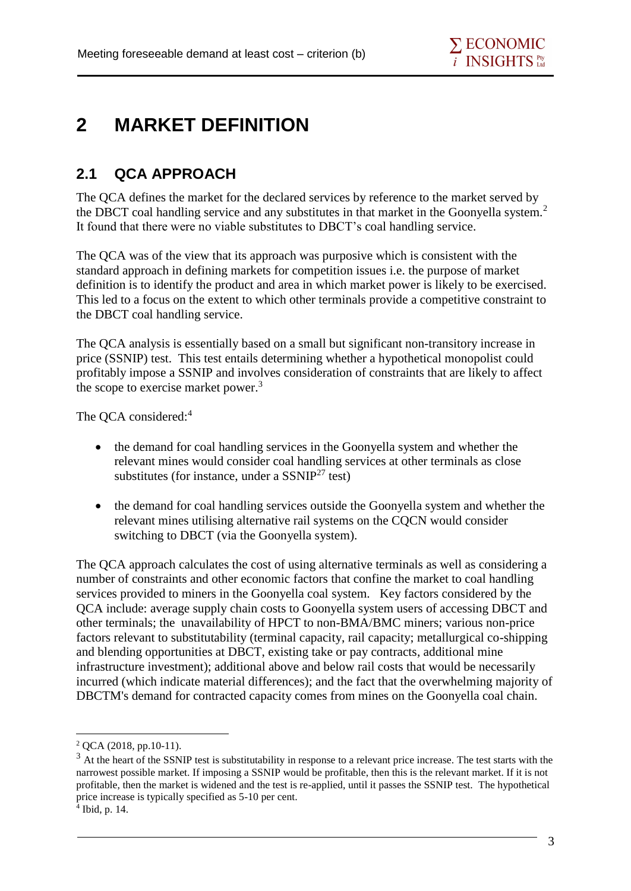# 2 MARKET DEFINITION

## 2.1 QCA APPROACH

The QCA defines the market for the declared services by reference to the market served by the DBCT coal handling service and any substitutes in that market in the Goonyella system.[2] It found that there were no viable substitutes to DBCT's coal handling service.

The QCA was of the view that its approach was purposive which is consistent with the standard approach in defining markets for competition issues i.e. the purpose of market definition is to identify the product and area in which market power is likely to be exercised. This led to a focus on the extent to which other terminals provide a competitive constraint to the DBCT coal handling service.

The QCA analysis is essentially based on a small but significant non-transitory increase in price (SSNIP) test. This test entails determining whether a hypothetical monopolist could profitably impose a SSNIP and involves consideration of constraints that are likely to affect the scope to exercise market power.[3]

The QCA considered:[4]

- the demand for coal handling services in the Goonyella system and whether the relevant mines would consider coal handling services at other terminals as close substitutes (for instance, under a SSNIP[27] test)
- the demand for coal handling services outside the Goonyella system and whether the relevant mines utilising alternative rail systems on the CQCN would consider switching to DBCT (via the Goonyella system).

The QCA approach calculates the cost of using alternative terminals as well as considering a number of constraints and other economic factors that confine the market to coal handling services provided to miners in the Goonyella coal system. Key factors considered by the QCA include: average supply chain costs to Goonyella system users of accessing DBCT and other terminals; the unavailability of HPCT to non-BMA/BMC miners; various non-price factors relevant to substitutability (terminal capacity, rail capacity; metallurgical co-shipping and blending opportunities at DBCT, existing take or pay contracts, additional mine infrastructure investment); additional above and below rail costs that would be necessarily incurred (which indicate material differences); and the fact that the overwhelming majority of DBCTM's demand for contracted capacity comes from mines on the Goonyella coal chain.

---

[2] QCA (2018, pp.10-11).

[3] At the heart of the SSNIP test is substitutability in response to a relevant price increase. The test starts with the narrowest possible market. If imposing a SSNIP would be profitable, then this is the relevant market. If it is not profitable, then the market is widened and the test is re-applied, until it passes the SSNIP test. The hypothetical price increase is typically specified as 5-10 per cent.

[4] Ibid, p. 14.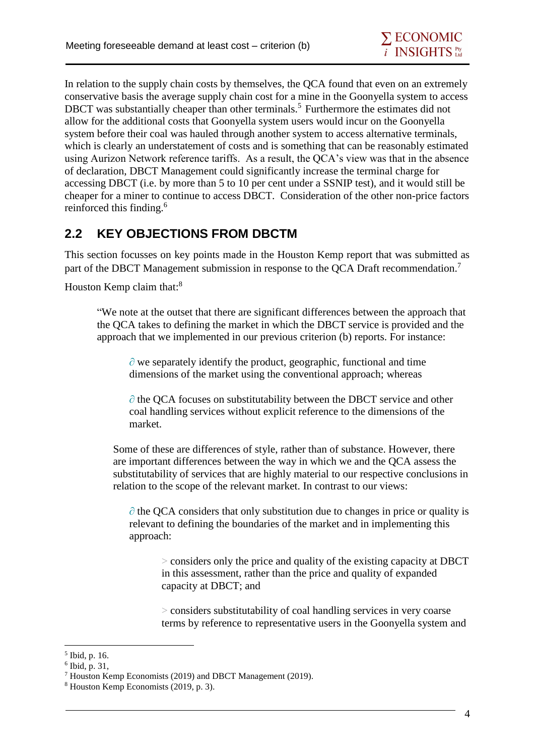In relation to the supply chain costs by themselves, the QCA found that even on an extremely conservative basis the average supply chain cost for a mine in the Goonyella system to access DBCT was substantially cheaper than other terminals.[5] Furthermore the estimates did not allow for the additional costs that Goonyella system users would incur on the Goonyella system before their coal was hauled through another system to access alternative terminals, which is clearly an understatement of costs and is something that can be reasonably estimated using Aurizon Network reference tariffs. As a result, the QCA's view was that in the absence of declaration, DBCT Management could significantly increase the terminal charge for accessing DBCT (i.e. by more than 5 to 10 per cent under a SSNIP test), and it would still be cheaper for a miner to continue to access DBCT. Consideration of the other non-price factors reinforced this finding.[6]

## 2.2 KEY OBJECTIONS FROM DBCTM

This section focusses on key points made in the Houston Kemp report that was submitted as part of the DBCT Management submission in response to the QCA Draft recommendation.[7]

Houston Kemp claim that:[8]

> "We note at the outset that there are significant differences between the approach that the QCA takes to defining the market in which the DBCT service is provided and the approach that we implemented in our previous criterion (b) reports. For instance:
>
> - we separately identify the product, geographic, functional and time dimensions of the market using the conventional approach; whereas
> - the QCA focuses on substitutability between the DBCT service and other coal handling services without explicit reference to the dimensions of the market.
>
> Some of these are differences of style, rather than of substance. However, there are important differences between the way in which we and the QCA assess the substitutability of services that are highly material to our respective conclusions in relation to the scope of the relevant market. In contrast to our views:
>
> - the QCA considers that only substitution due to changes in price or quality is relevant to defining the boundaries of the market and in implementing this approach:
>   - considers only the price and quality of the existing capacity at DBCT in this assessment, rather than the price and quality of expanded capacity at DBCT; and
>   - considers substitutability of coal handling services in very coarse terms by reference to representative users in the Goonyella system and

---

[5] Ibid, p. 16.

[6] Ibid, p. 31,

[7] Houston Kemp Economists (2019) and DBCT Management (2019).

[8] Houston Kemp Economists (2019, p. 3).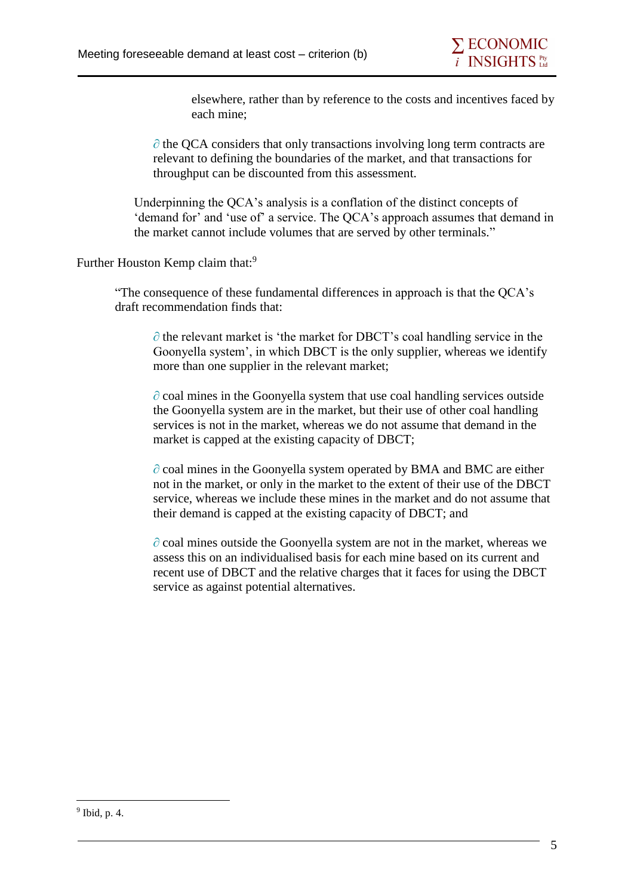> elsewhere, rather than by reference to the costs and incentives faced by each mine;
>
> - the QCA considers that only transactions involving long term contracts are relevant to defining the boundaries of the market, and that transactions for throughput can be discounted from this assessment.
>
> Underpinning the QCA's analysis is a conflation of the distinct concepts of 'demand for' and 'use of' a service. The QCA's approach assumes that demand in the market cannot include volumes that are served by other terminals."

Further Houston Kemp claim that:[9]

> "The consequence of these fundamental differences in approach is that the QCA's draft recommendation finds that:
>
> - the relevant market is 'the market for DBCT's coal handling service in the Goonyella system', in which DBCT is the only supplier, whereas we identify more than one supplier in the relevant market;
> - coal mines in the Goonyella system that use coal handling services outside the Goonyella system are in the market, but their use of other coal handling services is not in the market, whereas we do not assume that demand in the market is capped at the existing capacity of DBCT;
> - coal mines in the Goonyella system operated by BMA and BMC are either not in the market, or only in the market to the extent of their use of the DBCT service, whereas we include these mines in the market and do not assume that their demand is capped at the existing capacity of DBCT; and
> - coal mines outside the Goonyella system are not in the market, whereas we assess this on an individualised basis for each mine based on its current and recent use of DBCT and the relative charges that it faces for using the DBCT service as against potential alternatives.

[9] Ibid, p. 4.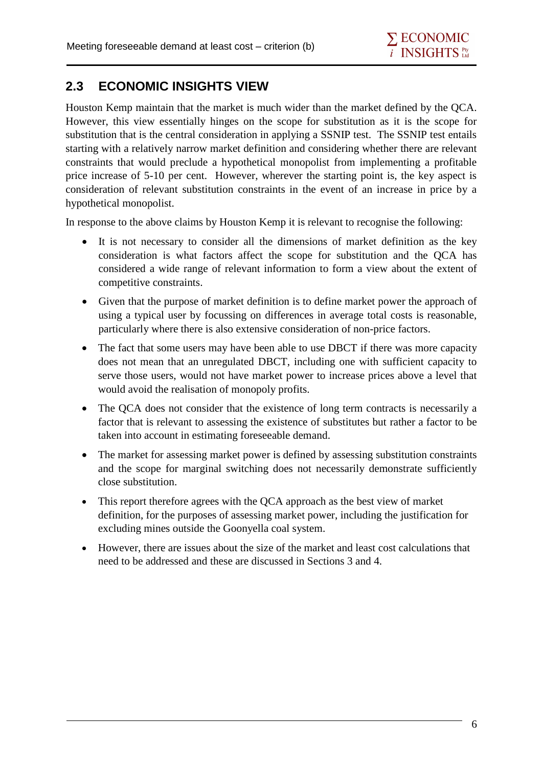## 2.3 ECONOMIC INSIGHTS VIEW

Houston Kemp maintain that the market is much wider than the market defined by the QCA. However, this view essentially hinges on the scope for substitution as it is the scope for substitution that is the central consideration in applying a SSNIP test. The SSNIP test entails starting with a relatively narrow market definition and considering whether there are relevant constraints that would preclude a hypothetical monopolist from implementing a profitable price increase of 5-10 per cent. However, wherever the starting point is, the key aspect is consideration of relevant substitution constraints in the event of an increase in price by a hypothetical monopolist.

In response to the above claims by Houston Kemp it is relevant to recognise the following:

- It is not necessary to consider all the dimensions of market definition as the key consideration is what factors affect the scope for substitution and the QCA has considered a wide range of relevant information to form a view about the extent of competitive constraints.
- Given that the purpose of market definition is to define market power the approach of using a typical user by focussing on differences in average total costs is reasonable, particularly where there is also extensive consideration of non-price factors.
- The fact that some users may have been able to use DBCT if there was more capacity does not mean that an unregulated DBCT, including one with sufficient capacity to serve those users, would not have market power to increase prices above a level that would avoid the realisation of monopoly profits.
- The QCA does not consider that the existence of long term contracts is necessarily a factor that is relevant to assessing the existence of substitutes but rather a factor to be taken into account in estimating foreseeable demand.
- The market for assessing market power is defined by assessing substitution constraints and the scope for marginal switching does not necessarily demonstrate sufficiently close substitution.
- This report therefore agrees with the QCA approach as the best view of market definition, for the purposes of assessing market power, including the justification for excluding mines outside the Goonyella coal system.
- However, there are issues about the size of the market and least cost calculations that need to be addressed and these are discussed in Sections 3 and 4.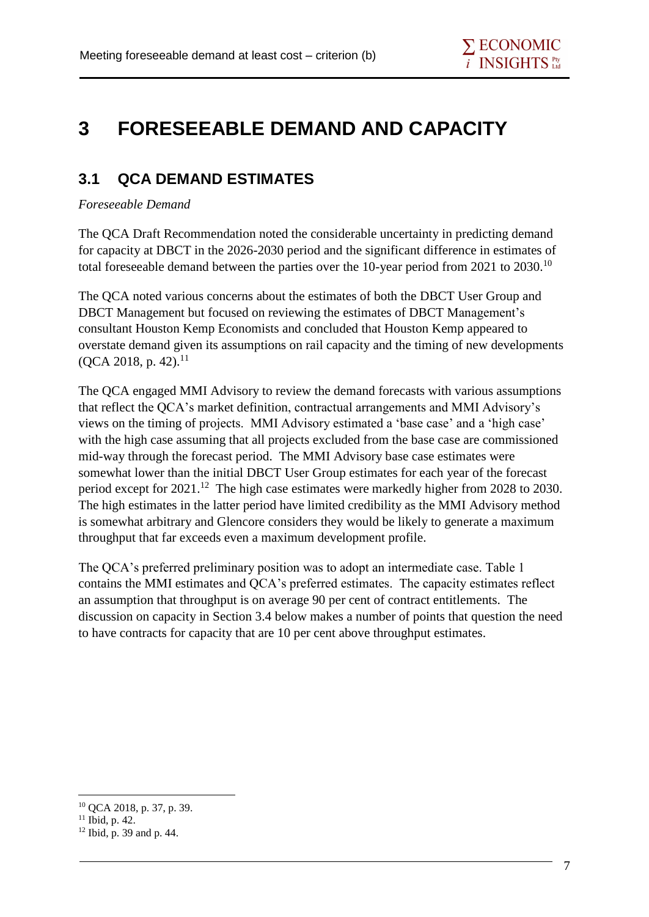# 3 FORESEEABLE DEMAND AND CAPACITY

## 3.1 QCA DEMAND ESTIMATES

*Foreseeable Demand*

The QCA Draft Recommendation noted the considerable uncertainty in predicting demand for capacity at DBCT in the 2026-2030 period and the significant difference in estimates of total foreseeable demand between the parties over the 10-year period from 2021 to 2030.[10]

The QCA noted various concerns about the estimates of both the DBCT User Group and DBCT Management but focused on reviewing the estimates of DBCT Management's consultant Houston Kemp Economists and concluded that Houston Kemp appeared to overstate demand given its assumptions on rail capacity and the timing of new developments (QCA 2018, p. 42).[11]

The QCA engaged MMI Advisory to review the demand forecasts with various assumptions that reflect the QCA's market definition, contractual arrangements and MMI Advisory's views on the timing of projects. MMI Advisory estimated a 'base case' and a 'high case' with the high case assuming that all projects excluded from the base case are commissioned mid-way through the forecast period. The MMI Advisory base case estimates were somewhat lower than the initial DBCT User Group estimates for each year of the forecast period except for 2021.[12] The high case estimates were markedly higher from 2028 to 2030. The high estimates in the latter period have limited credibility as the MMI Advisory method is somewhat arbitrary and Glencore considers they would be likely to generate a maximum throughput that far exceeds even a maximum development profile.

The QCA's preferred preliminary position was to adopt an intermediate case. Table 1 contains the MMI estimates and QCA's preferred estimates. The capacity estimates reflect an assumption that throughput is on average 90 per cent of contract entitlements. The discussion on capacity in Section 3.4 below makes a number of points that question the need to have contracts for capacity that are 10 per cent above throughput estimates.

---

[10] QCA 2018, p. 37, p. 39.

[11] Ibid, p. 42.

[12] Ibid, p. 39 and p. 44.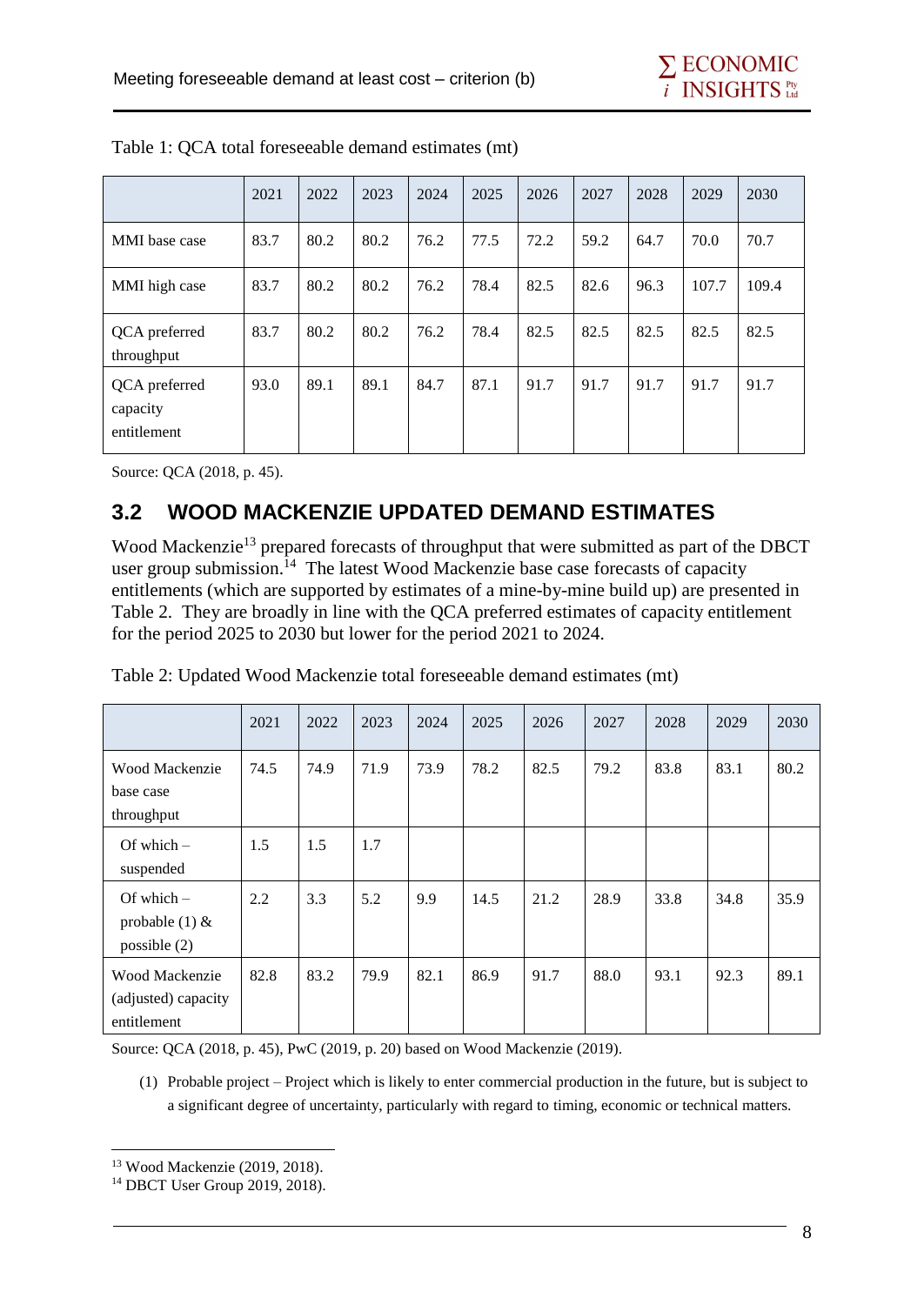Table 1: QCA total foreseeable demand estimates (mt)

| | 2021 | 2022 | 2023 | 2024 | 2025 | 2026 | 2027 | 2028 | 2029 | 2030 |
|---|---|---|---|---|---|---|---|---|---|---|
| MMI base case | 83.7 | 80.2 | 80.2 | 76.2 | 77.5 | 72.2 | 59.2 | 64.7 | 70.0 | 70.7 |
| MMI high case | 83.7 | 80.2 | 80.2 | 76.2 | 78.4 | 82.5 | 82.6 | 96.3 | 107.7 | 109.4 |
| QCA preferred throughput | 83.7 | 80.2 | 80.2 | 76.2 | 78.4 | 82.5 | 82.5 | 82.5 | 82.5 | 82.5 |
| QCA preferred capacity entitlement | 93.0 | 89.1 | 89.1 | 84.7 | 87.1 | 91.7 | 91.7 | 91.7 | 91.7 | 91.7 |

Source: QCA (2018, p. 45).

## 3.2 WOOD MACKENZIE UPDATED DEMAND ESTIMATES

Wood Mackenzie[13] prepared forecasts of throughput that were submitted as part of the DBCT user group submission.[14] The latest Wood Mackenzie base case forecasts of capacity entitlements (which are supported by estimates of a mine-by-mine build up) are presented in Table 2. They are broadly in line with the QCA preferred estimates of capacity entitlement for the period 2025 to 2030 but lower for the period 2021 to 2024.

Table 2: Updated Wood Mackenzie total foreseeable demand estimates (mt)

| | 2021 | 2022 | 2023 | 2024 | 2025 | 2026 | 2027 | 2028 | 2029 | 2030 |
|---|---|---|---|---|---|---|---|---|---|---|
| Wood Mackenzie base case throughput | 74.5 | 74.9 | 71.9 | 73.9 | 78.2 | 82.5 | 79.2 | 83.8 | 83.1 | 80.2 |
| Of which – suspended | 1.5 | 1.5 | 1.7 | | | | | | | |
| Of which – probable (1) & possible (2) | 2.2 | 3.3 | 5.2 | 9.9 | 14.5 | 21.2 | 28.9 | 33.8 | 34.8 | 35.9 |
| Wood Mackenzie (adjusted) capacity entitlement | 82.8 | 83.2 | 79.9 | 82.1 | 86.9 | 91.7 | 88.0 | 93.1 | 92.3 | 89.1 |

Source: QCA (2018, p. 45), PwC (2019, p. 20) based on Wood Mackenzie (2019).

(1) Probable project – Project which is likely to enter commercial production in the future, but is subject to a significant degree of uncertainty, particularly with regard to timing, economic or technical matters.

[13] Wood Mackenzie (2019, 2018).

[14] DBCT User Group 2019, 2018).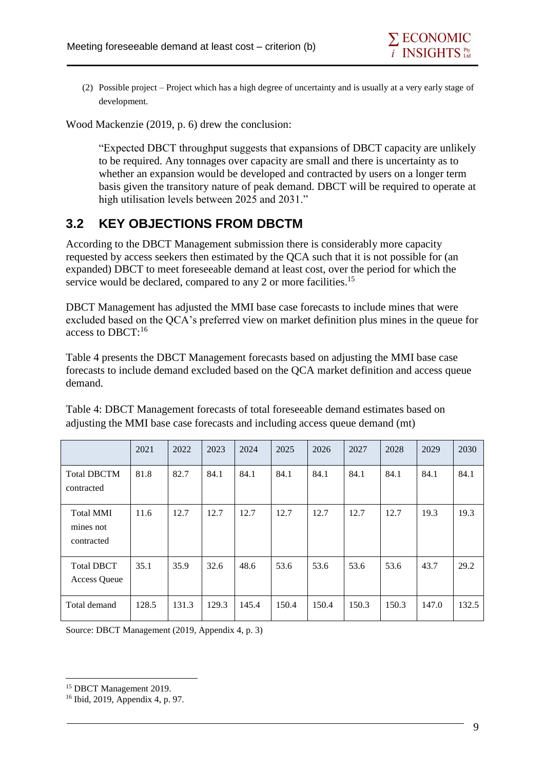(2) Possible project – Project which has a high degree of uncertainty and is usually at a very early stage of development.

Wood Mackenzie (2019, p. 6) drew the conclusion:

> "Expected DBCT throughput suggests that expansions of DBCT capacity are unlikely to be required. Any tonnages over capacity are small and there is uncertainty as to whether an expansion would be developed and contracted by users on a longer term basis given the transitory nature of peak demand. DBCT will be required to operate at high utilisation levels between 2025 and 2031."

## 3.2 KEY OBJECTIONS FROM DBCTM

According to the DBCT Management submission there is considerably more capacity requested by access seekers then estimated by the QCA such that it is not possible for (an expanded) DBCT to meet foreseeable demand at least cost, over the period for which the service would be declared, compared to any 2 or more facilities.[15]

DBCT Management has adjusted the MMI base case forecasts to include mines that were excluded based on the QCA's preferred view on market definition plus mines in the queue for access to DBCT:[16]

Table 4 presents the DBCT Management forecasts based on adjusting the MMI base case forecasts to include demand excluded based on the QCA market definition and access queue demand.

Table 4: DBCT Management forecasts of total foreseeable demand estimates based on adjusting the MMI base case forecasts and including access queue demand (mt)

| | 2021 | 2022 | 2023 | 2024 | 2025 | 2026 | 2027 | 2028 | 2029 | 2030 |
|---|---|---|---|---|---|---|---|---|---|---|
| Total DBCTM contracted | 81.8 | 82.7 | 84.1 | 84.1 | 84.1 | 84.1 | 84.1 | 84.1 | 84.1 | 84.1 |
| Total MMI mines not contracted | 11.6 | 12.7 | 12.7 | 12.7 | 12.7 | 12.7 | 12.7 | 12.7 | 19.3 | 19.3 |
| Total DBCT Access Queue | 35.1 | 35.9 | 32.6 | 48.6 | 53.6 | 53.6 | 53.6 | 53.6 | 43.7 | 29.2 |
| Total demand | 128.5 | 131.3 | 129.3 | 145.4 | 150.4 | 150.4 | 150.3 | 150.3 | 147.0 | 132.5 |

Source: DBCT Management (2019, Appendix 4, p. 3)

---

[15] DBCT Management 2019.

[16] Ibid, 2019, Appendix 4, p. 97.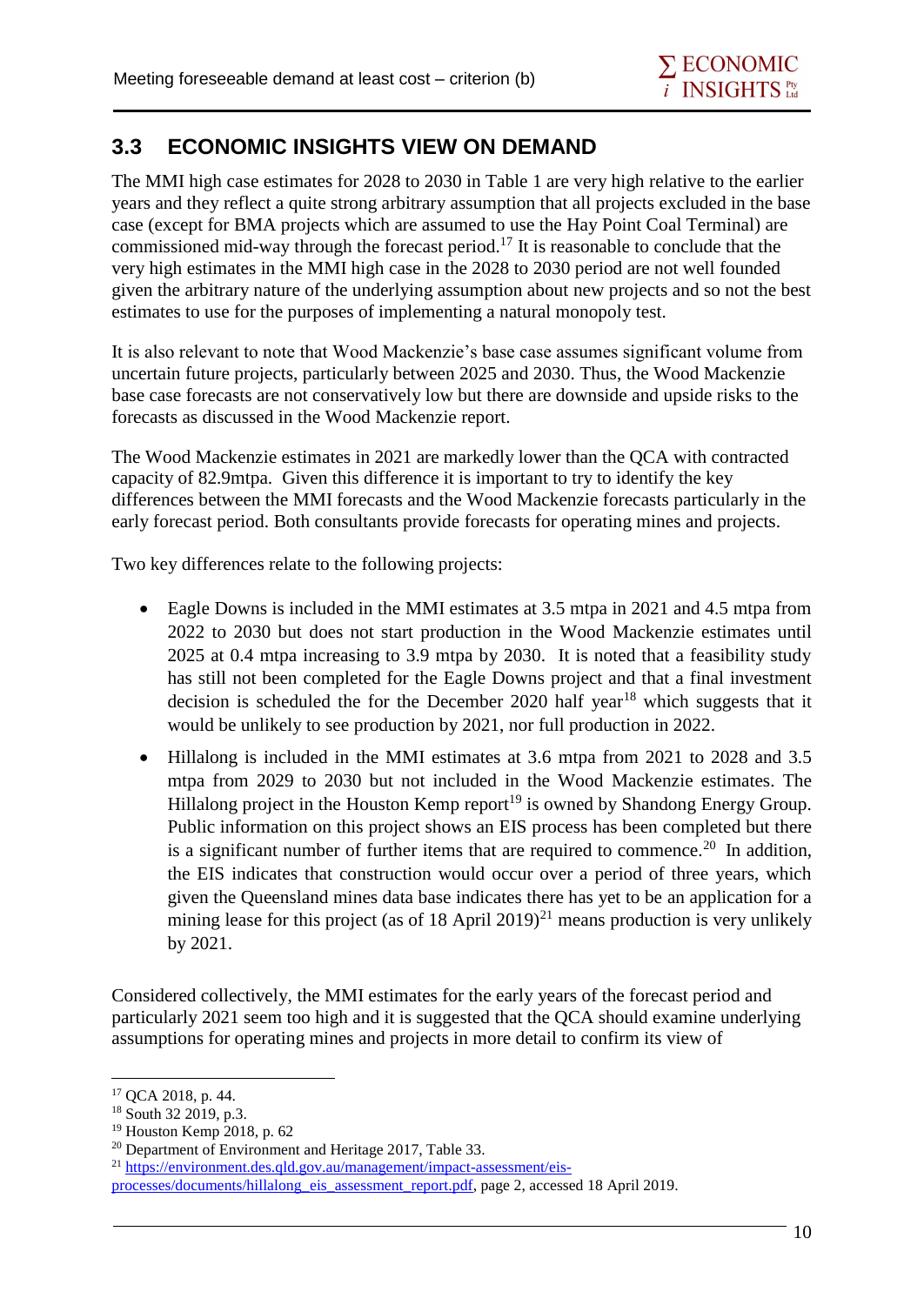## 3.3 ECONOMIC INSIGHTS VIEW ON DEMAND

The MMI high case estimates for 2028 to 2030 in Table 1 are very high relative to the earlier years and they reflect a quite strong arbitrary assumption that all projects excluded in the base case (except for BMA projects which are assumed to use the Hay Point Coal Terminal) are commissioned mid-way through the forecast period.[17] It is reasonable to conclude that the very high estimates in the MMI high case in the 2028 to 2030 period are not well founded given the arbitrary nature of the underlying assumption about new projects and so not the best estimates to use for the purposes of implementing a natural monopoly test.

It is also relevant to note that Wood Mackenzie's base case assumes significant volume from uncertain future projects, particularly between 2025 and 2030. Thus, the Wood Mackenzie base case forecasts are not conservatively low but there are downside and upside risks to the forecasts as discussed in the Wood Mackenzie report.

The Wood Mackenzie estimates in 2021 are markedly lower than the QCA with contracted capacity of 82.9mtpa. Given this difference it is important to try to identify the key differences between the MMI forecasts and the Wood Mackenzie forecasts particularly in the early forecast period. Both consultants provide forecasts for operating mines and projects.

Two key differences relate to the following projects:

- Eagle Downs is included in the MMI estimates at 3.5 mtpa in 2021 and 4.5 mtpa from 2022 to 2030 but does not start production in the Wood Mackenzie estimates until 2025 at 0.4 mtpa increasing to 3.9 mtpa by 2030. It is noted that a feasibility study has still not been completed for the Eagle Downs project and that a final investment decision is scheduled the for the December 2020 half year[18] which suggests that it would be unlikely to see production by 2021, nor full production in 2022.
- Hillalong is included in the MMI estimates at 3.6 mtpa from 2021 to 2028 and 3.5 mtpa from 2029 to 2030 but not included in the Wood Mackenzie estimates. The Hillalong project in the Houston Kemp report[19] is owned by Shandong Energy Group. Public information on this project shows an EIS process has been completed but there is a significant number of further items that are required to commence.[20] In addition, the EIS indicates that construction would occur over a period of three years, which given the Queensland mines data base indicates there has yet to be an application for a mining lease for this project (as of 18 April 2019)[21] means production is very unlikely by 2021.

Considered collectively, the MMI estimates for the early years of the forecast period and particularly 2021 seem too high and it is suggested that the QCA should examine underlying assumptions for operating mines and projects in more detail to confirm its view of

---

[17] QCA 2018, p. 44.

[18] South 32 2019, p.3.

[19] Houston Kemp 2018, p. 62

[20] Department of Environment and Heritage 2017, Table 33.

[21] https://environment.des.qld.gov.au/management/impact-assessment/eis-processes/documents/hillalong_eis_assessment_report.pdf, page 2, accessed 18 April 2019.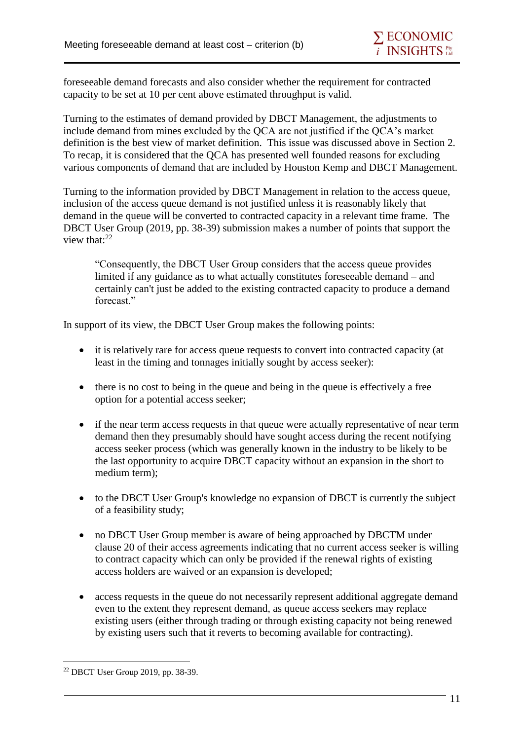foreseeable demand forecasts and also consider whether the requirement for contracted capacity to be set at 10 per cent above estimated throughput is valid.

Turning to the estimates of demand provided by DBCT Management, the adjustments to include demand from mines excluded by the QCA are not justified if the QCA's market definition is the best view of market definition. This issue was discussed above in Section 2. To recap, it is considered that the QCA has presented well founded reasons for excluding various components of demand that are included by Houston Kemp and DBCT Management.

Turning to the information provided by DBCT Management in relation to the access queue, inclusion of the access queue demand is not justified unless it is reasonably likely that demand in the queue will be converted to contracted capacity in a relevant time frame. The DBCT User Group (2019, pp. 38-39) submission makes a number of points that support the view that:[22]

> "Consequently, the DBCT User Group considers that the access queue provides limited if any guidance as to what actually constitutes foreseeable demand – and certainly can't just be added to the existing contracted capacity to produce a demand forecast."

In support of its view, the DBCT User Group makes the following points:

- it is relatively rare for access queue requests to convert into contracted capacity (at least in the timing and tonnages initially sought by access seeker):
- there is no cost to being in the queue and being in the queue is effectively a free option for a potential access seeker;
- if the near term access requests in that queue were actually representative of near term demand then they presumably should have sought access during the recent notifying access seeker process (which was generally known in the industry to be likely to be the last opportunity to acquire DBCT capacity without an expansion in the short to medium term);
- to the DBCT User Group's knowledge no expansion of DBCT is currently the subject of a feasibility study;
- no DBCT User Group member is aware of being approached by DBCTM under clause 20 of their access agreements indicating that no current access seeker is willing to contract capacity which can only be provided if the renewal rights of existing access holders are waived or an expansion is developed;
- access requests in the queue do not necessarily represent additional aggregate demand even to the extent they represent demand, as queue access seekers may replace existing users (either through trading or through existing capacity not being renewed by existing users such that it reverts to becoming available for contracting).

[22] DBCT User Group 2019, pp. 38-39.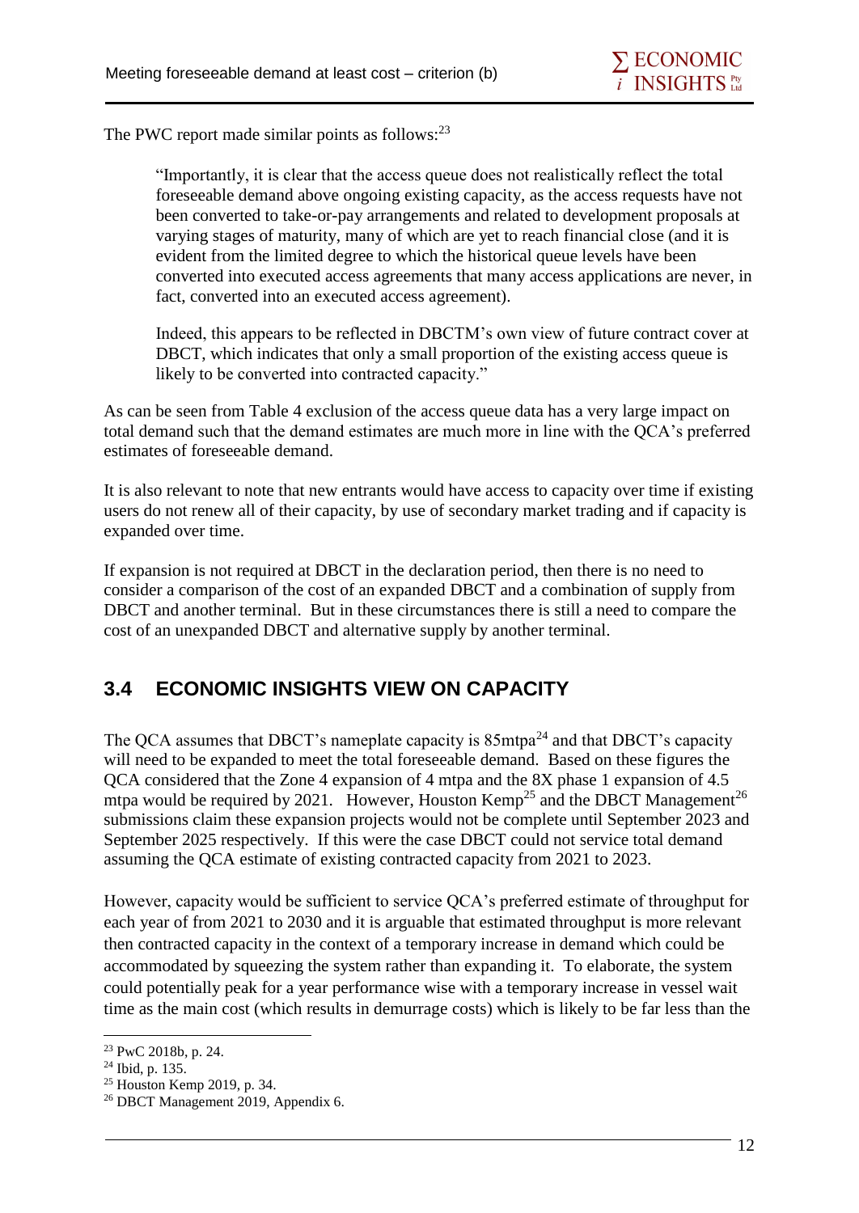The PWC report made similar points as follows:[23]

> "Importantly, it is clear that the access queue does not realistically reflect the total foreseeable demand above ongoing existing capacity, as the access requests have not been converted to take-or-pay arrangements and related to development proposals at varying stages of maturity, many of which are yet to reach financial close (and it is evident from the limited degree to which the historical queue levels have been converted into executed access agreements that many access applications are never, in fact, converted into an executed access agreement).
>
> Indeed, this appears to be reflected in DBCTM's own view of future contract cover at DBCT, which indicates that only a small proportion of the existing access queue is likely to be converted into contracted capacity."

As can be seen from Table 4 exclusion of the access queue data has a very large impact on total demand such that the demand estimates are much more in line with the QCA's preferred estimates of foreseeable demand.

It is also relevant to note that new entrants would have access to capacity over time if existing users do not renew all of their capacity, by use of secondary market trading and if capacity is expanded over time.

If expansion is not required at DBCT in the declaration period, then there is no need to consider a comparison of the cost of an expanded DBCT and a combination of supply from DBCT and another terminal. But in these circumstances there is still a need to compare the cost of an unexpanded DBCT and alternative supply by another terminal.

## 3.4 ECONOMIC INSIGHTS VIEW ON CAPACITY

The QCA assumes that DBCT's nameplate capacity is 85mtpa[24] and that DBCT's capacity will need to be expanded to meet the total foreseeable demand. Based on these figures the QCA considered that the Zone 4 expansion of 4 mtpa and the 8X phase 1 expansion of 4.5 mtpa would be required by 2021. However, Houston Kemp[25] and the DBCT Management[26] submissions claim these expansion projects would not be complete until September 2023 and September 2025 respectively. If this were the case DBCT could not service total demand assuming the QCA estimate of existing contracted capacity from 2021 to 2023.

However, capacity would be sufficient to service QCA's preferred estimate of throughput for each year of from 2021 to 2030 and it is arguable that estimated throughput is more relevant then contracted capacity in the context of a temporary increase in demand which could be accommodated by squeezing the system rather than expanding it. To elaborate, the system could potentially peak for a year performance wise with a temporary increase in vessel wait time as the main cost (which results in demurrage costs) which is likely to be far less than the

[23] PwC 2018b, p. 24.

[24] Ibid, p. 135.

[25] Houston Kemp 2019, p. 34.

[26] DBCT Management 2019, Appendix 6.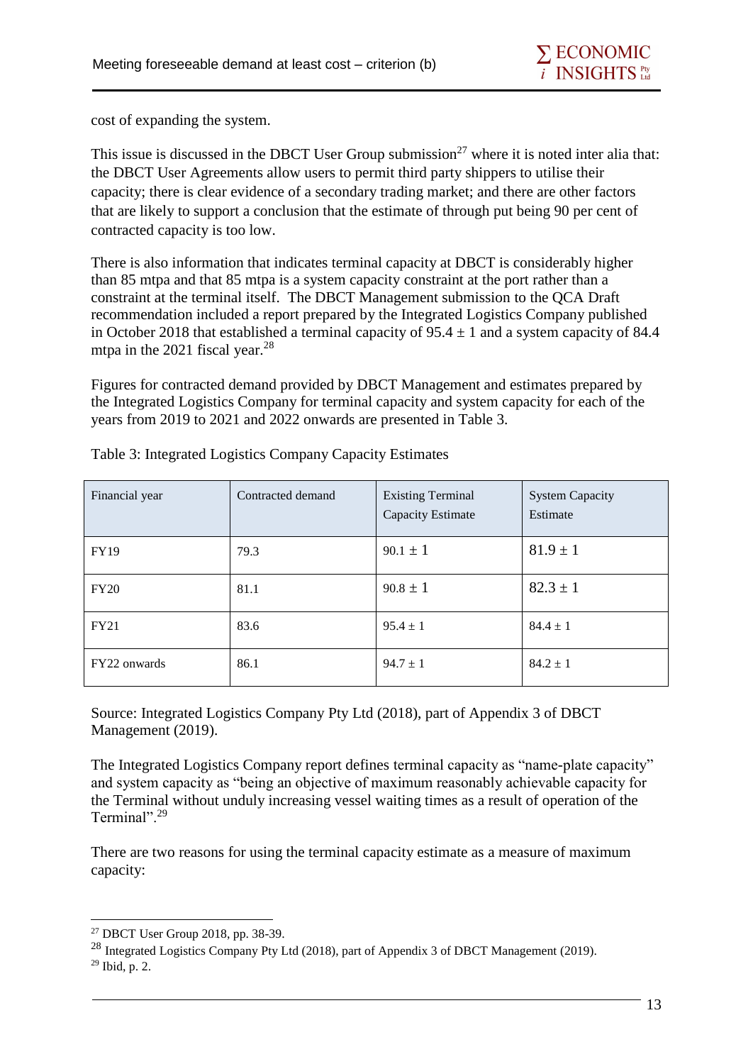cost of expanding the system.

This issue is discussed in the DBCT User Group submission[27] where it is noted inter alia that: the DBCT User Agreements allow users to permit third party shippers to utilise their capacity; there is clear evidence of a secondary trading market; and there are other factors that are likely to support a conclusion that the estimate of through put being 90 per cent of contracted capacity is too low.

There is also information that indicates terminal capacity at DBCT is considerably higher than 85 mtpa and that 85 mtpa is a system capacity constraint at the port rather than a constraint at the terminal itself. The DBCT Management submission to the QCA Draft recommendation included a report prepared by the Integrated Logistics Company published in October 2018 that established a terminal capacity of $95.4 \pm 1$ and a system capacity of 84.4 mtpa in the 2021 fiscal year.[28]

Figures for contracted demand provided by DBCT Management and estimates prepared by the Integrated Logistics Company for terminal capacity and system capacity for each of the years from 2019 to 2021 and 2022 onwards are presented in Table 3.

Table 3: Integrated Logistics Company Capacity Estimates

| Financial year | Contracted demand | Existing Terminal Capacity Estimate | System Capacity Estimate |
|---|---|---|---|
| FY19 | 79.3 | $90.1 \pm 1$ | $81.9 \pm 1$ |
| FY20 | 81.1 | $90.8 \pm 1$ | $82.3 \pm 1$ |
| FY21 | 83.6 | $95.4 \pm 1$ | $84.4 \pm 1$ |
| FY22 onwards | 86.1 | $94.7 \pm 1$ | $84.2 \pm 1$ |

Source: Integrated Logistics Company Pty Ltd (2018), part of Appendix 3 of DBCT Management (2019).

The Integrated Logistics Company report defines terminal capacity as "name-plate capacity" and system capacity as "being an objective of maximum reasonably achievable capacity for the Terminal without unduly increasing vessel waiting times as a result of operation of the Terminal".[29]

There are two reasons for using the terminal capacity estimate as a measure of maximum capacity:

---

[27] DBCT User Group 2018, pp. 38-39.

[28] Integrated Logistics Company Pty Ltd (2018), part of Appendix 3 of DBCT Management (2019).

[29] Ibid, p. 2.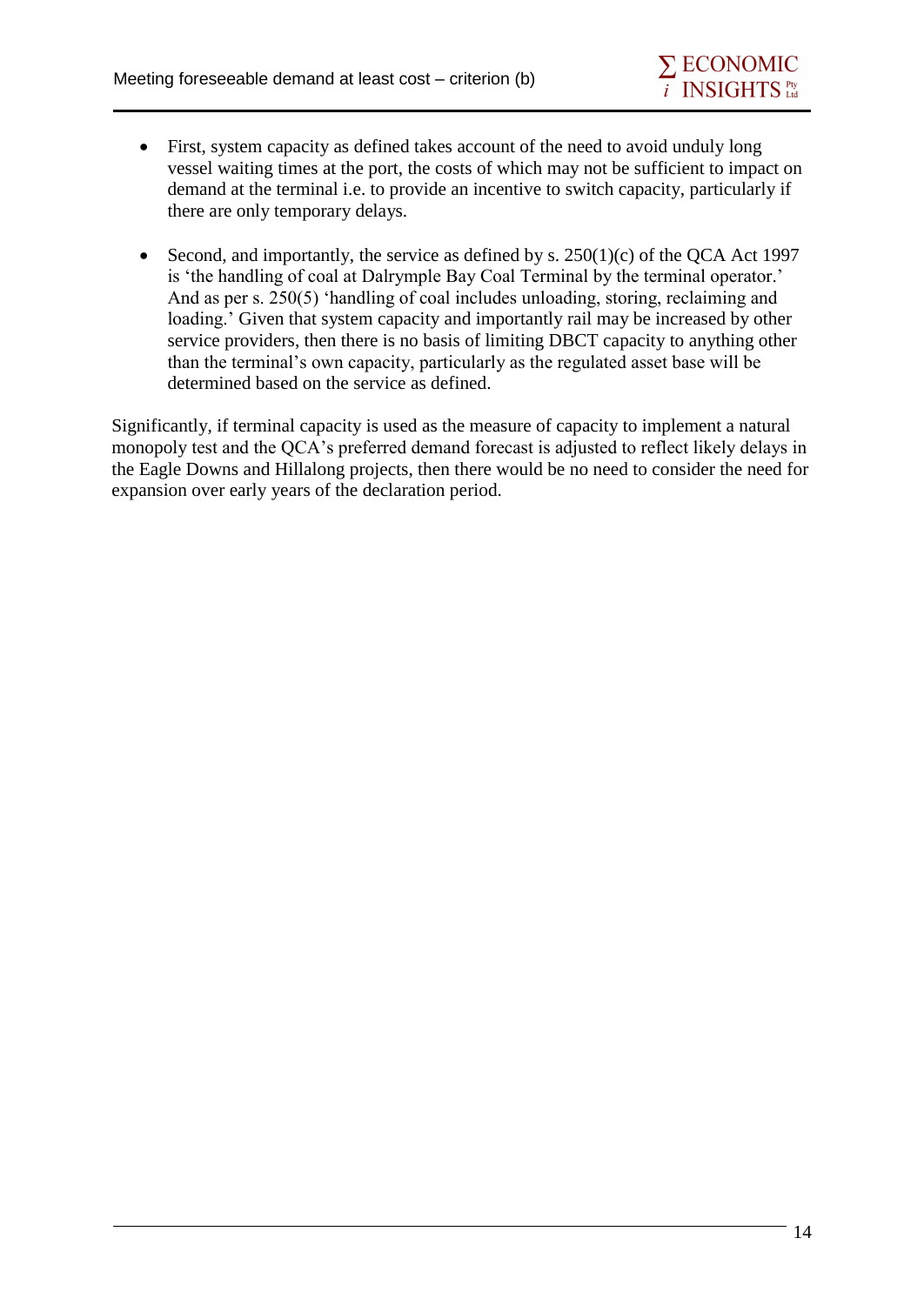- First, system capacity as defined takes account of the need to avoid unduly long vessel waiting times at the port, the costs of which may not be sufficient to impact on demand at the terminal i.e. to provide an incentive to switch capacity, particularly if there are only temporary delays.

- Second, and importantly, the service as defined by s. 250(1)(c) of the QCA Act 1997 is 'the handling of coal at Dalrymple Bay Coal Terminal by the terminal operator.' And as per s. 250(5) 'handling of coal includes unloading, storing, reclaiming and loading.' Given that system capacity and importantly rail may be increased by other service providers, then there is no basis of limiting DBCT capacity to anything other than the terminal's own capacity, particularly as the regulated asset base will be determined based on the service as defined.

Significantly, if terminal capacity is used as the measure of capacity to implement a natural monopoly test and the QCA's preferred demand forecast is adjusted to reflect likely delays in the Eagle Downs and Hillalong projects, then there would be no need to consider the need for expansion over early years of the declaration period.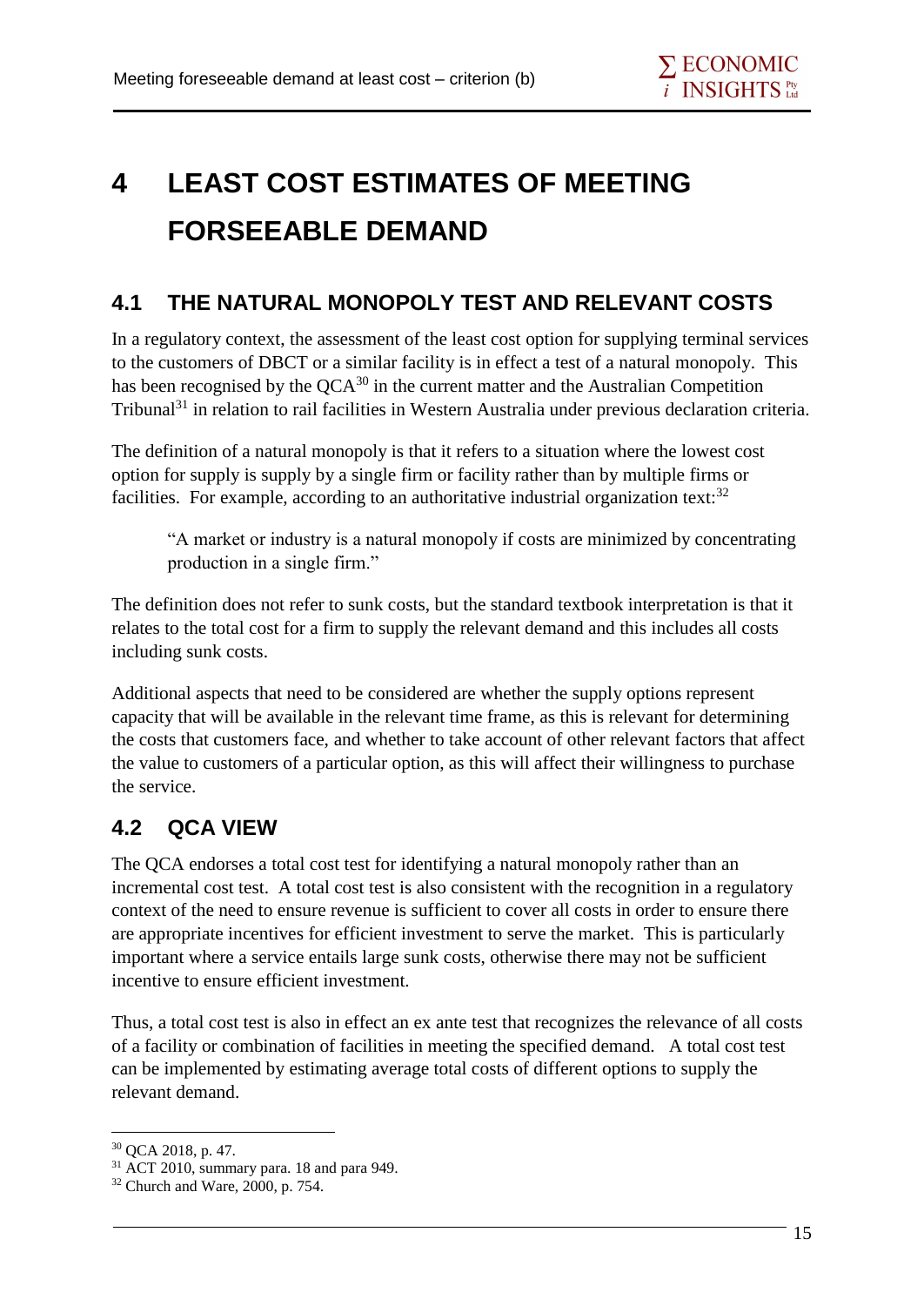# 4 LEAST COST ESTIMATES OF MEETING FORSEEABLE DEMAND

## 4.1 THE NATURAL MONOPOLY TEST AND RELEVANT COSTS

In a regulatory context, the assessment of the least cost option for supplying terminal services to the customers of DBCT or a similar facility is in effect a test of a natural monopoly. This has been recognised by the QCA[30] in the current matter and the Australian Competition Tribunal[31] in relation to rail facilities in Western Australia under previous declaration criteria.

The definition of a natural monopoly is that it refers to a situation where the lowest cost option for supply is supply by a single firm or facility rather than by multiple firms or facilities. For example, according to an authoritative industrial organization text:[32]

> "A market or industry is a natural monopoly if costs are minimized by concentrating production in a single firm."

The definition does not refer to sunk costs, but the standard textbook interpretation is that it relates to the total cost for a firm to supply the relevant demand and this includes all costs including sunk costs.

Additional aspects that need to be considered are whether the supply options represent capacity that will be available in the relevant time frame, as this is relevant for determining the costs that customers face, and whether to take account of other relevant factors that affect the value to customers of a particular option, as this will affect their willingness to purchase the service.

## 4.2 QCA VIEW

The QCA endorses a total cost test for identifying a natural monopoly rather than an incremental cost test. A total cost test is also consistent with the recognition in a regulatory context of the need to ensure revenue is sufficient to cover all costs in order to ensure there are appropriate incentives for efficient investment to serve the market. This is particularly important where a service entails large sunk costs, otherwise there may not be sufficient incentive to ensure efficient investment.

Thus, a total cost test is also in effect an ex ante test that recognizes the relevance of all costs of a facility or combination of facilities in meeting the specified demand. A total cost test can be implemented by estimating average total costs of different options to supply the relevant demand.

---

[30] QCA 2018, p. 47.

[31] ACT 2010, summary para. 18 and para 949.

[32] Church and Ware, 2000, p. 754.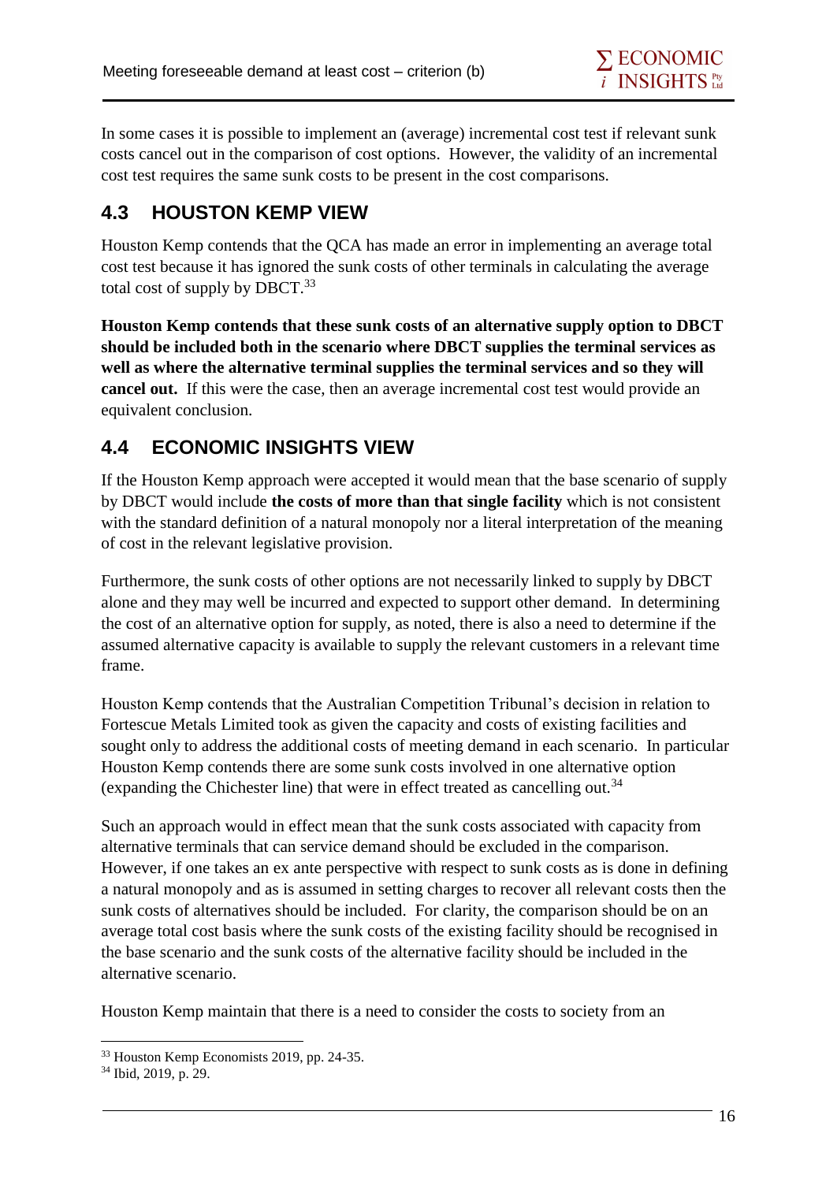In some cases it is possible to implement an (average) incremental cost test if relevant sunk costs cancel out in the comparison of cost options. However, the validity of an incremental cost test requires the same sunk costs to be present in the cost comparisons.

## 4.3 HOUSTON KEMP VIEW

Houston Kemp contends that the QCA has made an error in implementing an average total cost test because it has ignored the sunk costs of other terminals in calculating the average total cost of supply by DBCT.[33]

**Houston Kemp contends that these sunk costs of an alternative supply option to DBCT should be included both in the scenario where DBCT supplies the terminal services as well as where the alternative terminal supplies the terminal services and so they will cancel out.** If this were the case, then an average incremental cost test would provide an equivalent conclusion.

## 4.4 ECONOMIC INSIGHTS VIEW

If the Houston Kemp approach were accepted it would mean that the base scenario of supply by DBCT would include **the costs of more than that single facility** which is not consistent with the standard definition of a natural monopoly nor a literal interpretation of the meaning of cost in the relevant legislative provision.

Furthermore, the sunk costs of other options are not necessarily linked to supply by DBCT alone and they may well be incurred and expected to support other demand. In determining the cost of an alternative option for supply, as noted, there is also a need to determine if the assumed alternative capacity is available to supply the relevant customers in a relevant time frame.

Houston Kemp contends that the Australian Competition Tribunal's decision in relation to Fortescue Metals Limited took as given the capacity and costs of existing facilities and sought only to address the additional costs of meeting demand in each scenario. In particular Houston Kemp contends there are some sunk costs involved in one alternative option (expanding the Chichester line) that were in effect treated as cancelling out.[34]

Such an approach would in effect mean that the sunk costs associated with capacity from alternative terminals that can service demand should be excluded in the comparison. However, if one takes an ex ante perspective with respect to sunk costs as is done in defining a natural monopoly and as is assumed in setting charges to recover all relevant costs then the sunk costs of alternatives should be included. For clarity, the comparison should be on an average total cost basis where the sunk costs of the existing facility should be recognised in the base scenario and the sunk costs of the alternative facility should be included in the alternative scenario.

Houston Kemp maintain that there is a need to consider the costs to society from an

---

[33] Houston Kemp Economists 2019, pp. 24-35.

[34] Ibid, 2019, p. 29.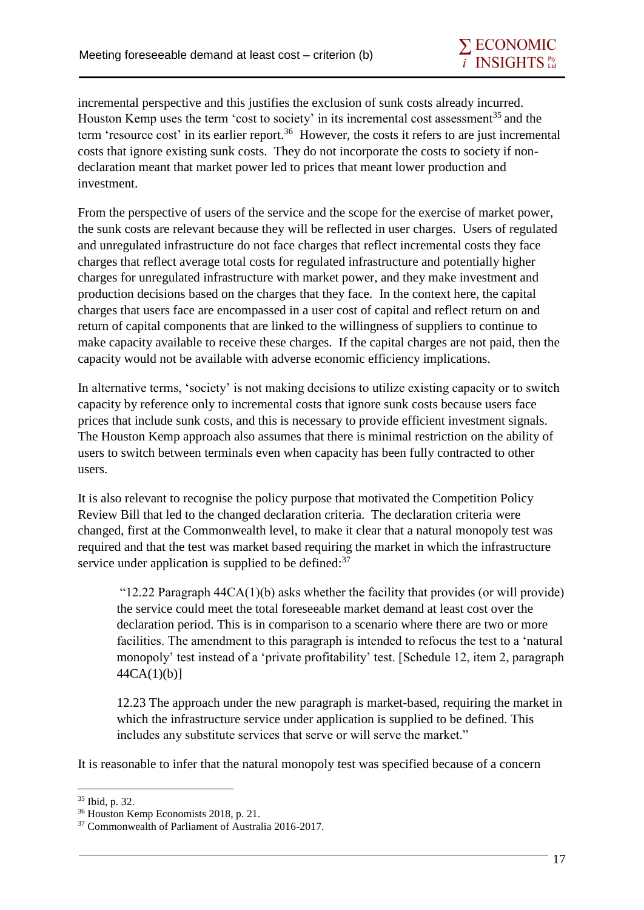incremental perspective and this justifies the exclusion of sunk costs already incurred. Houston Kemp uses the term 'cost to society' in its incremental cost assessment[35] and the term 'resource cost' in its earlier report.[36] However, the costs it refers to are just incremental costs that ignore existing sunk costs. They do not incorporate the costs to society if non-declaration meant that market power led to prices that meant lower production and investment.

From the perspective of users of the service and the scope for the exercise of market power, the sunk costs are relevant because they will be reflected in user charges. Users of regulated and unregulated infrastructure do not face charges that reflect incremental costs they face charges that reflect average total costs for regulated infrastructure and potentially higher charges for unregulated infrastructure with market power, and they make investment and production decisions based on the charges that they face. In the context here, the capital charges that users face are encompassed in a user cost of capital and reflect return on and return of capital components that are linked to the willingness of suppliers to continue to make capacity available to receive these charges. If the capital charges are not paid, then the capacity would not be available with adverse economic efficiency implications.

In alternative terms, 'society' is not making decisions to utilize existing capacity or to switch capacity by reference only to incremental costs that ignore sunk costs because users face prices that include sunk costs, and this is necessary to provide efficient investment signals. The Houston Kemp approach also assumes that there is minimal restriction on the ability of users to switch between terminals even when capacity has been fully contracted to other users.

It is also relevant to recognise the policy purpose that motivated the Competition Policy Review Bill that led to the changed declaration criteria. The declaration criteria were changed, first at the Commonwealth level, to make it clear that a natural monopoly test was required and that the test was market based requiring the market in which the infrastructure service under application is supplied to be defined:[37]

> "12.22 Paragraph 44CA(1)(b) asks whether the facility that provides (or will provide) the service could meet the total foreseeable market demand at least cost over the declaration period. This is in comparison to a scenario where there are two or more facilities. The amendment to this paragraph is intended to refocus the test to a 'natural monopoly' test instead of a 'private profitability' test. [Schedule 12, item 2, paragraph 44CA(1)(b)]
>
> 12.23 The approach under the new paragraph is market-based, requiring the market in which the infrastructure service under application is supplied to be defined. This includes any substitute services that serve or will serve the market."

It is reasonable to infer that the natural monopoly test was specified because of a concern

---

[35] Ibid, p. 32.

[36] Houston Kemp Economists 2018, p. 21.

[37] Commonwealth of Parliament of Australia 2016-2017.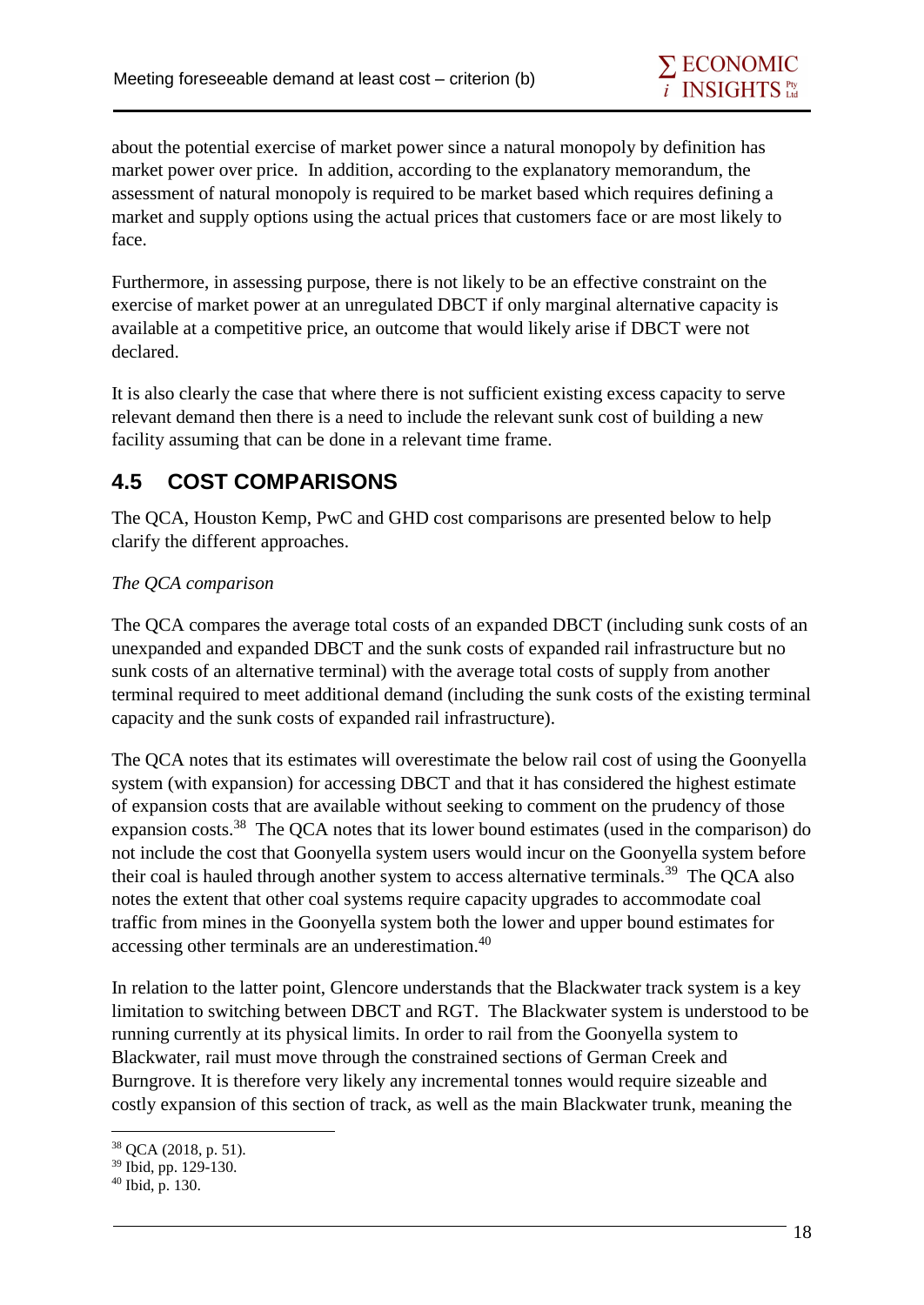about the potential exercise of market power since a natural monopoly by definition has market power over price. In addition, according to the explanatory memorandum, the assessment of natural monopoly is required to be market based which requires defining a market and supply options using the actual prices that customers face or are most likely to face.

Furthermore, in assessing purpose, there is not likely to be an effective constraint on the exercise of market power at an unregulated DBCT if only marginal alternative capacity is available at a competitive price, an outcome that would likely arise if DBCT were not declared.

It is also clearly the case that where there is not sufficient existing excess capacity to serve relevant demand then there is a need to include the relevant sunk cost of building a new facility assuming that can be done in a relevant time frame.

## 4.5 COST COMPARISONS

The QCA, Houston Kemp, PwC and GHD cost comparisons are presented below to help clarify the different approaches.

*The QCA comparison*

The QCA compares the average total costs of an expanded DBCT (including sunk costs of an unexpanded and expanded DBCT and the sunk costs of expanded rail infrastructure but no sunk costs of an alternative terminal) with the average total costs of supply from another terminal required to meet additional demand (including the sunk costs of the existing terminal capacity and the sunk costs of expanded rail infrastructure).

The QCA notes that its estimates will overestimate the below rail cost of using the Goonyella system (with expansion) for accessing DBCT and that it has considered the highest estimate of expansion costs that are available without seeking to comment on the prudency of those expansion costs.[38] The QCA notes that its lower bound estimates (used in the comparison) do not include the cost that Goonyella system users would incur on the Goonyella system before their coal is hauled through another system to access alternative terminals.[39] The QCA also notes the extent that other coal systems require capacity upgrades to accommodate coal traffic from mines in the Goonyella system both the lower and upper bound estimates for accessing other terminals are an underestimation.[40]

In relation to the latter point, Glencore understands that the Blackwater track system is a key limitation to switching between DBCT and RGT. The Blackwater system is understood to be running currently at its physical limits. In order to rail from the Goonyella system to Blackwater, rail must move through the constrained sections of German Creek and Burngrove. It is therefore very likely any incremental tonnes would require sizeable and costly expansion of this section of track, as well as the main Blackwater trunk, meaning the

[38] QCA (2018, p. 51).

[39] Ibid, pp. 129-130.

[40] Ibid, p. 130.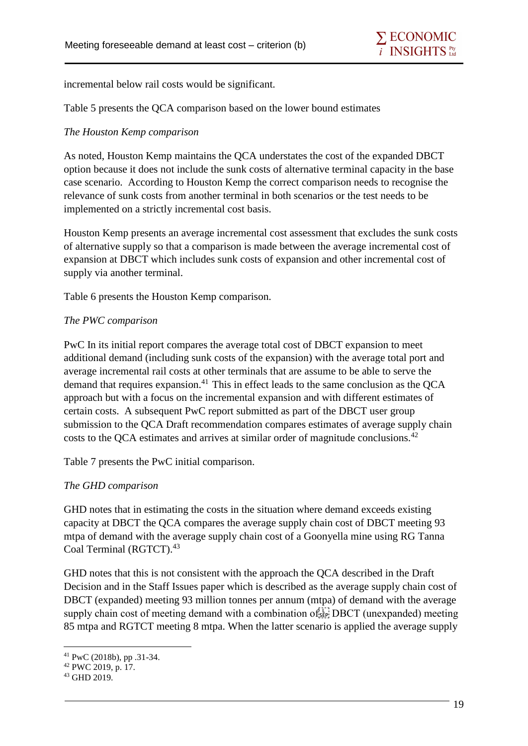incremental below rail costs would be significant.

Table 5 presents the QCA comparison based on the lower bound estimates

*The Houston Kemp comparison*

As noted, Houston Kemp maintains the QCA understates the cost of the expanded DBCT option because it does not include the sunk costs of alternative terminal capacity in the base case scenario. According to Houston Kemp the correct comparison needs to recognise the relevance of sunk costs from another terminal in both scenarios or the test needs to be implemented on a strictly incremental cost basis.

Houston Kemp presents an average incremental cost assessment that excludes the sunk costs of alternative supply so that a comparison is made between the average incremental cost of expansion at DBCT which includes sunk costs of expansion and other incremental cost of supply via another terminal.

Table 6 presents the Houston Kemp comparison.

*The PWC comparison*

PwC In its initial report compares the average total cost of DBCT expansion to meet additional demand (including sunk costs of the expansion) with the average total port and average incremental rail costs at other terminals that are assume to be able to serve the demand that requires expansion.[41] This in effect leads to the same conclusion as the QCA approach but with a focus on the incremental expansion and with different estimates of certain costs. A subsequent PwC report submitted as part of the DBCT user group submission to the QCA Draft recommendation compares estimates of average supply chain costs to the QCA estimates and arrives at similar order of magnitude conclusions.[42]

Table 7 presents the PwC initial comparison.

*The GHD comparison*

GHD notes that in estimating the costs in the situation where demand exceeds existing capacity at DBCT the QCA compares the average supply chain cost of DBCT meeting 93 mtpa of demand with the average supply chain cost of a Goonyella mine using RG Tanna Coal Terminal (RGTCT).[43]

GHD notes that this is not consistent with the approach the QCA described in the Draft Decision and in the Staff Issues paper which is described as the average supply chain cost of DBCT (expanded) meeting 93 million tonnes per annum (mtpa) of demand with the average supply chain cost of meeting demand with a combination of DBCT (unexpanded) meeting 85 mtpa and RGTCT meeting 8 mtpa. When the latter scenario is applied the average supply

[41] PwC (2018b), pp .31-34.

[42] PWC 2019, p. 17.

[43] GHD 2019.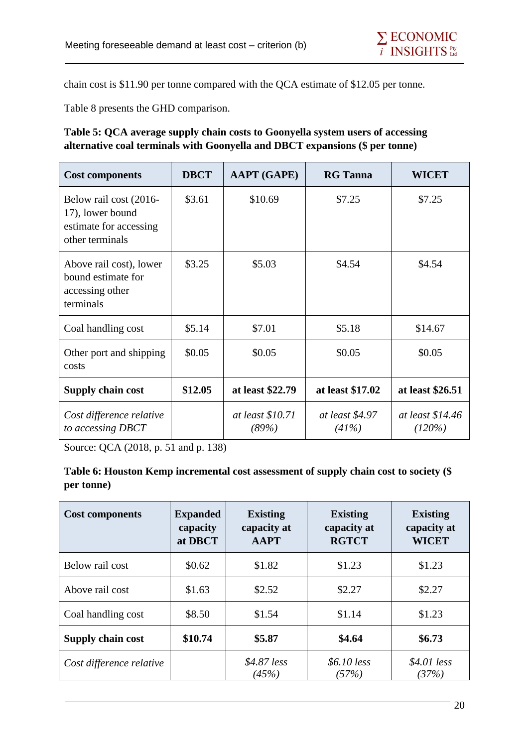chain cost is $11.90 per tonne compared with the QCA estimate of $12.05 per tonne.

Table 8 presents the GHD comparison.

**Table 5: QCA average supply chain costs to Goonyella system users of accessing alternative coal terminals with Goonyella and DBCT expansions ($ per tonne)**

| Cost components | DBCT | AAPT (GAPE) | RG Tanna | WICET |
|---|---|---|---|---|
| Below rail cost (2016-17), lower bound estimate for accessing other terminals | $3.61 | $10.69 | $7.25 | $7.25 |
| Above rail cost), lower bound estimate for accessing other terminals | $3.25 | $5.03 | $4.54 | $4.54 |
| Coal handling cost | $5.14 | $7.01 | $5.18 | $14.67 |
| Other port and shipping costs | $0.05 | $0.05 | $0.05 | $0.05 |
| **Supply chain cost** | **$12.05** | **at least $22.79** | **at least $17.02** | **at least $26.51** |
| *Cost difference relative to accessing DBCT* | | *at least $10.71 (89%)* | *at least $4.97 (41%)* | *at least $14.46 (120%)* |

Source: QCA (2018, p. 51 and p. 138)

**Table 6: Houston Kemp incremental cost assessment of supply chain cost to society ($ per tonne)**

| Cost components | Expanded capacity at DBCT | Existing capacity at AAPT | Existing capacity at RGTCT | Existing capacity at WICET |
|---|---|---|---|---|
| Below rail cost | $0.62 | $1.82 | $1.23 | $1.23 |
| Above rail cost | $1.63 | $2.52 | $2.27 | $2.27 |
| Coal handling cost | $8.50 | $1.54 | $1.14 | $1.23 |
| **Supply chain cost** | **$10.74** | **$5.87** | **$4.64** | **$6.73** |
| *Cost difference relative* | | *$4.87 less (45%)* | *$6.10 less (57%)* | *$4.01 less (37%)* |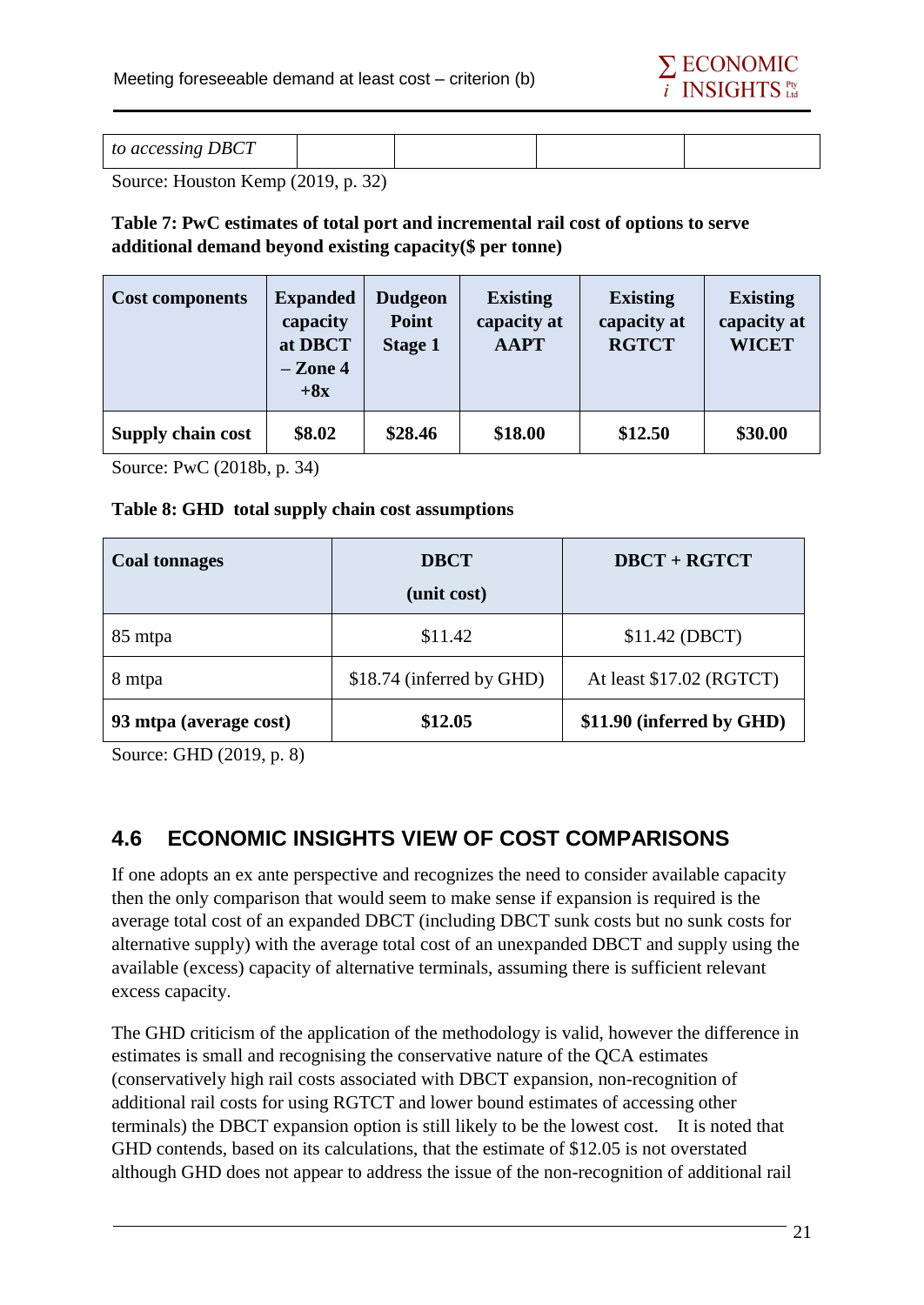| *to accessing DBCT* | | | | |
|---|---|---|---|---|

Source: Houston Kemp (2019, p. 32)

**Table 7: PwC estimates of total port and incremental rail cost of options to serve additional demand beyond existing capacity($ per tonne)**

| Cost components | Expanded capacity at DBCT – Zone 4 +8x | Dudgeon Point Stage 1 | Existing capacity at AAPT | Existing capacity at RGTCT | Existing capacity at WICET |
|---|---|---|---|---|---|
| **Supply chain cost** | **$8.02** | **$28.46** | **$18.00** | **$12.50** | **$30.00** |

Source: PwC (2018b, p. 34)

**Table 8: GHD total supply chain cost assumptions**

| Coal tonnages | DBCT (unit cost) | DBCT + RGTCT |
|---|---|---|
| 85 mtpa | $11.42 | $11.42 (DBCT) |
| 8 mtpa | $18.74 (inferred by GHD) | At least $17.02 (RGTCT) |
| **93 mtpa (average cost)** | **$12.05** | **$11.90 (inferred by GHD)** |

Source: GHD (2019, p. 8)

## 4.6 ECONOMIC INSIGHTS VIEW OF COST COMPARISONS

If one adopts an ex ante perspective and recognizes the need to consider available capacity then the only comparison that would seem to make sense if expansion is required is the average total cost of an expanded DBCT (including DBCT sunk costs but no sunk costs for alternative supply) with the average total cost of an unexpanded DBCT and supply using the available (excess) capacity of alternative terminals, assuming there is sufficient relevant excess capacity.

The GHD criticism of the application of the methodology is valid, however the difference in estimates is small and recognising the conservative nature of the QCA estimates (conservatively high rail costs associated with DBCT expansion, non-recognition of additional rail costs for using RGTCT and lower bound estimates of accessing other terminals) the DBCT expansion option is still likely to be the lowest cost. It is noted that GHD contends, based on its calculations, that the estimate of $12.05 is not overstated although GHD does not appear to address the issue of the non-recognition of additional rail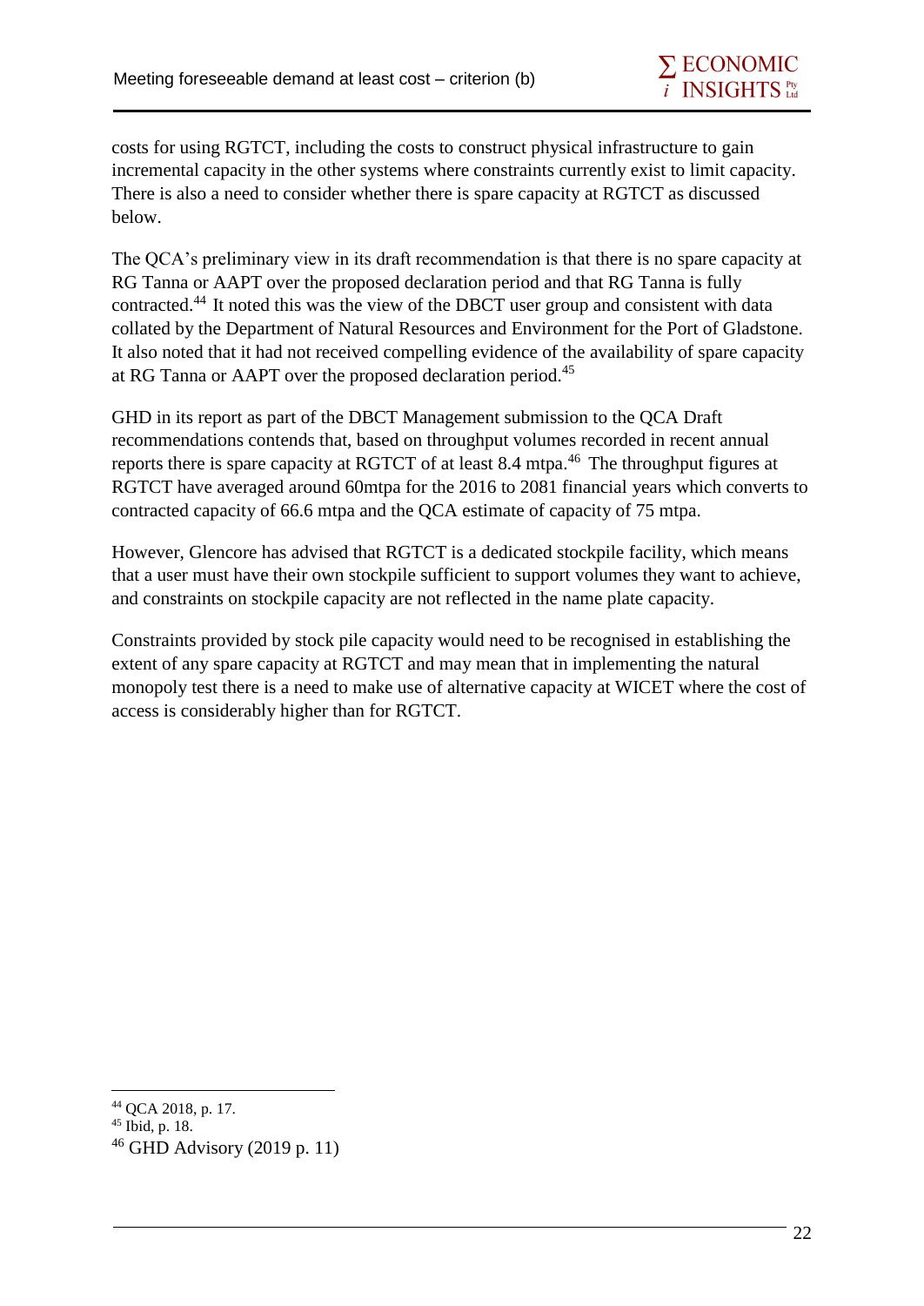costs for using RGTCT, including the costs to construct physical infrastructure to gain incremental capacity in the other systems where constraints currently exist to limit capacity. There is also a need to consider whether there is spare capacity at RGTCT as discussed below.

The QCA's preliminary view in its draft recommendation is that there is no spare capacity at RG Tanna or AAPT over the proposed declaration period and that RG Tanna is fully contracted.[44] It noted this was the view of the DBCT user group and consistent with data collated by the Department of Natural Resources and Environment for the Port of Gladstone. It also noted that it had not received compelling evidence of the availability of spare capacity at RG Tanna or AAPT over the proposed declaration period.[45]

GHD in its report as part of the DBCT Management submission to the QCA Draft recommendations contends that, based on throughput volumes recorded in recent annual reports there is spare capacity at RGTCT of at least 8.4 mtpa.[46] The throughput figures at RGTCT have averaged around 60mtpa for the 2016 to 2081 financial years which converts to contracted capacity of 66.6 mtpa and the QCA estimate of capacity of 75 mtpa.

However, Glencore has advised that RGTCT is a dedicated stockpile facility, which means that a user must have their own stockpile sufficient to support volumes they want to achieve, and constraints on stockpile capacity are not reflected in the name plate capacity.

Constraints provided by stock pile capacity would need to be recognised in establishing the extent of any spare capacity at RGTCT and may mean that in implementing the natural monopoly test there is a need to make use of alternative capacity at WICET where the cost of access is considerably higher than for RGTCT.

---

[44] QCA 2018, p. 17.

[45] Ibid, p. 18.

[46] GHD Advisory (2019 p. 11)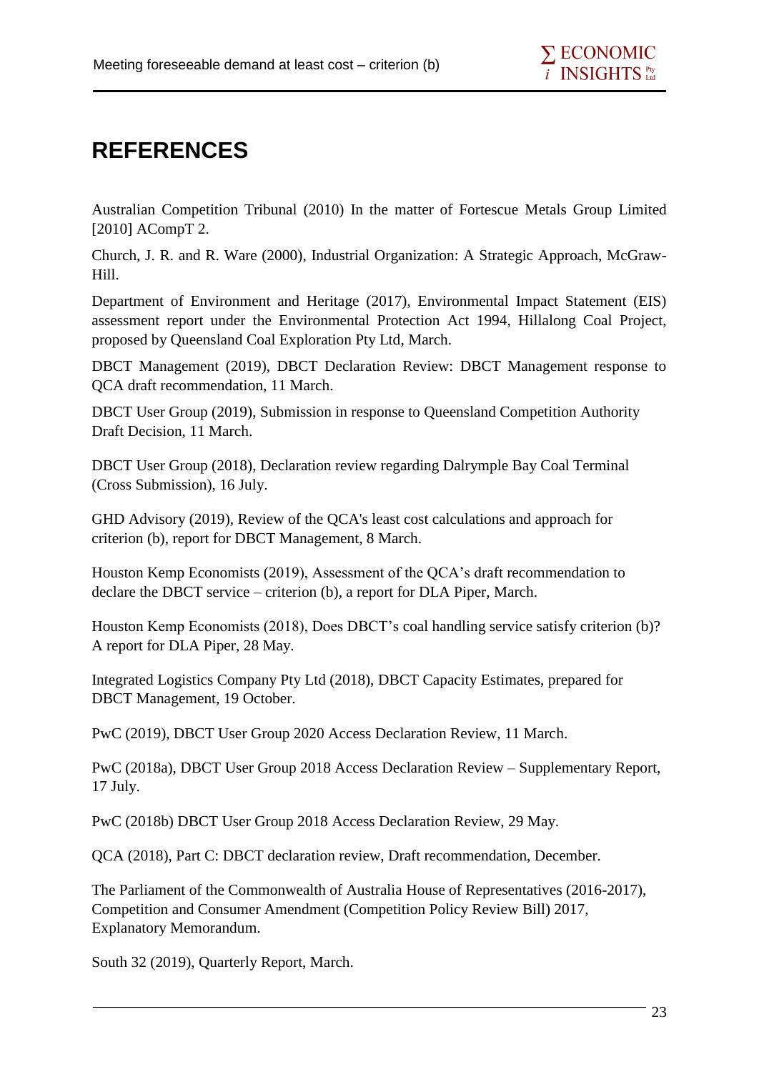# REFERENCES

Australian Competition Tribunal (2010) In the matter of Fortescue Metals Group Limited [2010] ACompT 2.

Church, J. R. and R. Ware (2000), Industrial Organization: A Strategic Approach, McGraw-Hill.

Department of Environment and Heritage (2017), Environmental Impact Statement (EIS) assessment report under the Environmental Protection Act 1994, Hillalong Coal Project, proposed by Queensland Coal Exploration Pty Ltd, March.

DBCT Management (2019), DBCT Declaration Review: DBCT Management response to QCA draft recommendation, 11 March.

DBCT User Group (2019), Submission in response to Queensland Competition Authority Draft Decision, 11 March.

DBCT User Group (2018), Declaration review regarding Dalrymple Bay Coal Terminal (Cross Submission), 16 July.

GHD Advisory (2019), Review of the QCA's least cost calculations and approach for criterion (b), report for DBCT Management, 8 March.

Houston Kemp Economists (2019), Assessment of the QCA's draft recommendation to declare the DBCT service – criterion (b), a report for DLA Piper, March.

Houston Kemp Economists (2018), Does DBCT's coal handling service satisfy criterion (b)? A report for DLA Piper, 28 May.

Integrated Logistics Company Pty Ltd (2018), DBCT Capacity Estimates, prepared for DBCT Management, 19 October.

PwC (2019), DBCT User Group 2020 Access Declaration Review, 11 March.

PwC (2018a), DBCT User Group 2018 Access Declaration Review – Supplementary Report, 17 July.

PwC (2018b) DBCT User Group 2018 Access Declaration Review, 29 May.

QCA (2018), Part C: DBCT declaration review, Draft recommendation, December.

The Parliament of the Commonwealth of Australia House of Representatives (2016-2017), Competition and Consumer Amendment (Competition Policy Review Bill) 2017, Explanatory Memorandum.

South 32 (2019), Quarterly Report, March.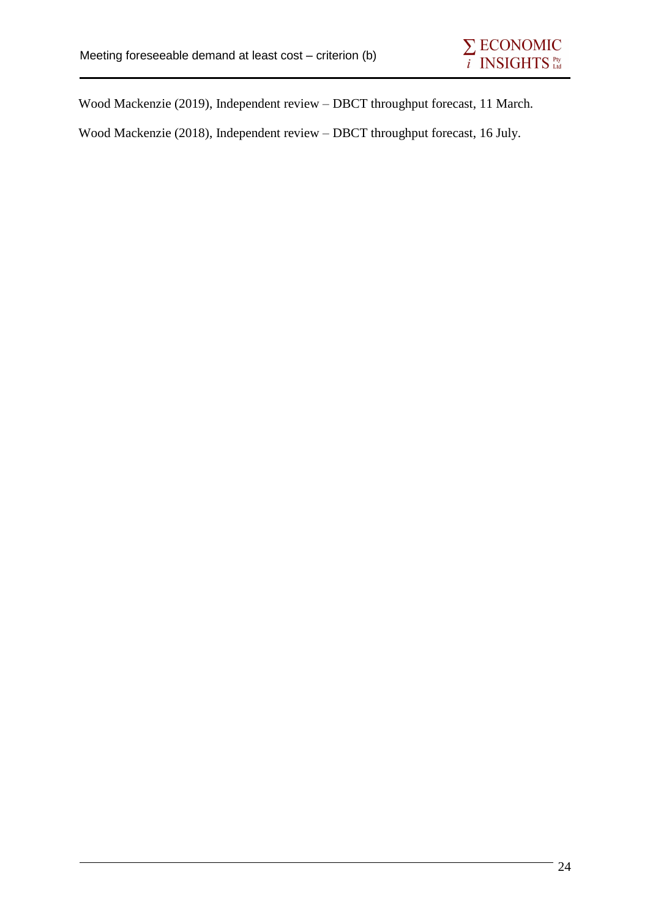Wood Mackenzie (2019), Independent review – DBCT throughput forecast, 11 March.

Wood Mackenzie (2018), Independent review – DBCT throughput forecast, 16 July.